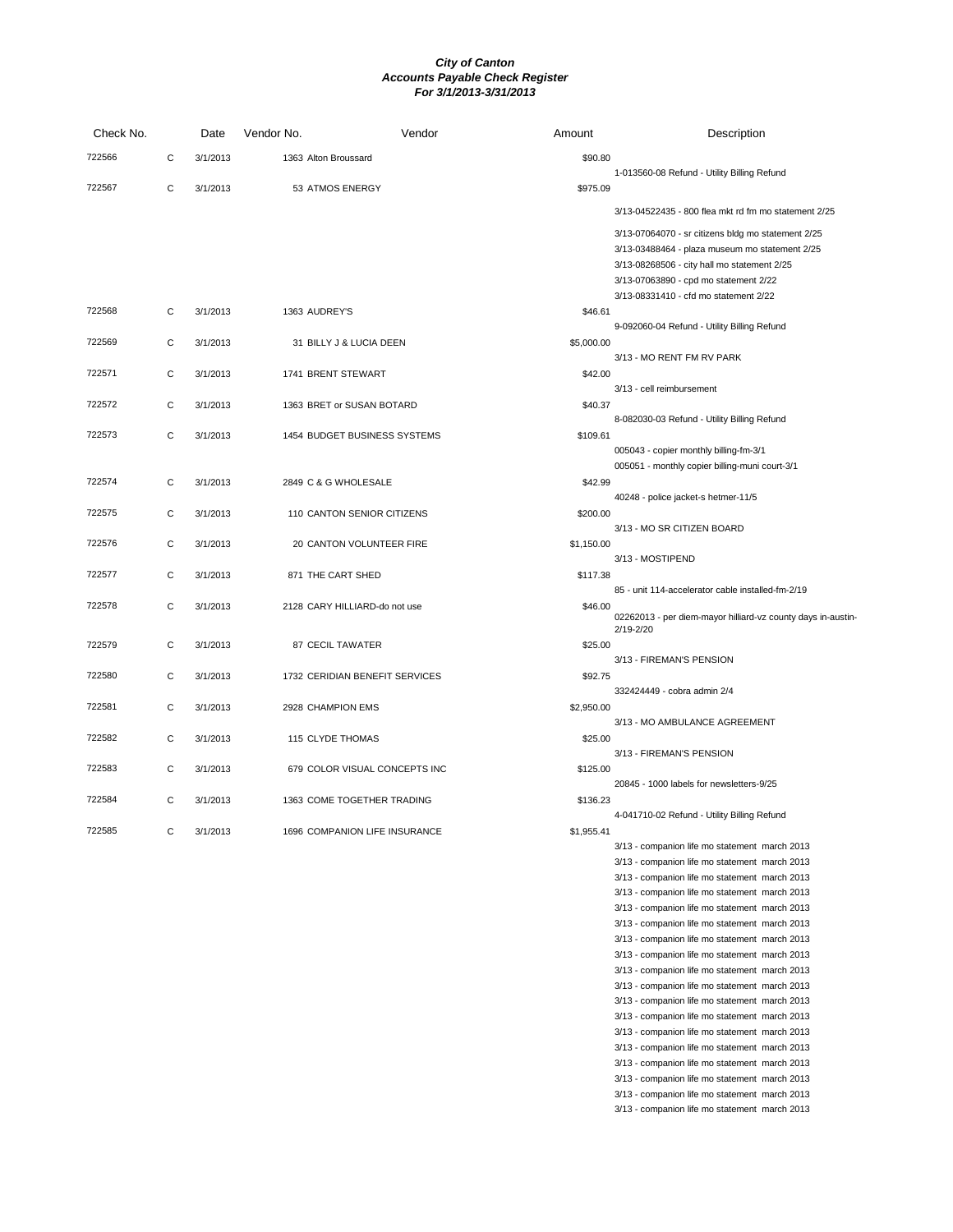# City of Canton
## Accounts Payable Check Register
### For 3/1/2013-3/31/2013

| Check No. | | Date | Vendor No. | Vendor | Amount | Description |
|---|---|---|---|---|---|---|
| 722566 | C | 3/1/2013 | 1363 | Alton Broussard | $90.80 | 1-013560-08 Refund - Utility Billing Refund |
| 722567 | C | 3/1/2013 | 53 | ATMOS ENERGY | $975.09 | 3/13-04522435 - 800 flea mkt rd fm mo statement 2/25 |
| | | | | | | 3/13-07064070 - sr citizens bldg mo statement 2/25 |
| | | | | | | 3/13-03488464 - plaza museum mo statement 2/25 |
| | | | | | | 3/13-08268506 - city hall mo statement 2/25 |
| | | | | | | 3/13-07063890 - cpd mo statement 2/22 |
| | | | | | | 3/13-08331410 - cfd mo statement 2/22 |
| 722568 | C | 3/1/2013 | 1363 | AUDREY'S | $46.61 | 9-092060-04 Refund - Utility Billing Refund |
| 722569 | C | 3/1/2013 | 31 | BILLY J & LUCIA DEEN | $5,000.00 | 3/13 - MO RENT FM RV PARK |
| 722571 | C | 3/1/2013 | 1741 | BRENT STEWART | $42.00 | 3/13 - cell reimbursement |
| 722572 | C | 3/1/2013 | 1363 | BRET or SUSAN BOTARD | $40.37 | 8-082030-03 Refund - Utility Billing Refund |
| 722573 | C | 3/1/2013 | 1454 | BUDGET BUSINESS SYSTEMS | $109.61 | 005043 - copier monthly billing-fm-3/1 |
| | | | | | | 005051 - monthly copier billing-muni court-3/1 |
| 722574 | C | 3/1/2013 | 2849 | C & G WHOLESALE | $42.99 | 40248 - police jacket-s hetmer-11/5 |
| 722575 | C | 3/1/2013 | 110 | CANTON SENIOR CITIZENS | $200.00 | 3/13 - MO SR CITIZEN BOARD |
| 722576 | C | 3/1/2013 | 20 | CANTON VOLUNTEER FIRE | $1,150.00 | 3/13 - MOSTIPEND |
| 722577 | C | 3/1/2013 | 871 | THE CART SHED | $117.38 | 85 - unit 114-accelerator cable installed-fm-2/19 |
| 722578 | C | 3/1/2013 | 2128 | CARY HILLIARD-do not use | $46.00 | 02262013 - per diem-mayor hilliard-vz county days in-austin-2/19-2/20 |
| 722579 | C | 3/1/2013 | 87 | CECIL TAWATER | $25.00 | 3/13 - FIREMAN'S PENSION |
| 722580 | C | 3/1/2013 | 1732 | CERIDIAN BENEFIT SERVICES | $92.75 | 332424449 - cobra admin 2/4 |
| 722581 | C | 3/1/2013 | 2928 | CHAMPION EMS | $2,950.00 | 3/13 - MO AMBULANCE AGREEMENT |
| 722582 | C | 3/1/2013 | 115 | CLYDE THOMAS | $25.00 | 3/13 - FIREMAN'S PENSION |
| 722583 | C | 3/1/2013 | 679 | COLOR VISUAL CONCEPTS INC | $125.00 | 20845 - 1000 labels for newsletters-9/25 |
| 722584 | C | 3/1/2013 | 1363 | COME TOGETHER TRADING | $136.23 | 4-041710-02 Refund - Utility Billing Refund |
| 722585 | C | 3/1/2013 | 1696 | COMPANION LIFE INSURANCE | $1,955.41 | 3/13 - companion life mo statement march 2013 |
| | | | | | | 3/13 - companion life mo statement march 2013 |
| | | | | | | 3/13 - companion life mo statement march 2013 |
| | | | | | | 3/13 - companion life mo statement march 2013 |
| | | | | | | 3/13 - companion life mo statement march 2013 |
| | | | | | | 3/13 - companion life mo statement march 2013 |
| | | | | | | 3/13 - companion life mo statement march 2013 |
| | | | | | | 3/13 - companion life mo statement march 2013 |
| | | | | | | 3/13 - companion life mo statement march 2013 |
| | | | | | | 3/13 - companion life mo statement march 2013 |
| | | | | | | 3/13 - companion life mo statement march 2013 |
| | | | | | | 3/13 - companion life mo statement march 2013 |
| | | | | | | 3/13 - companion life mo statement march 2013 |
| | | | | | | 3/13 - companion life mo statement march 2013 |
| | | | | | | 3/13 - companion life mo statement march 2013 |
| | | | | | | 3/13 - companion life mo statement march 2013 |
| | | | | | | 3/13 - companion life mo statement march 2013 |
| | | | | | | 3/13 - companion life mo statement march 2013 |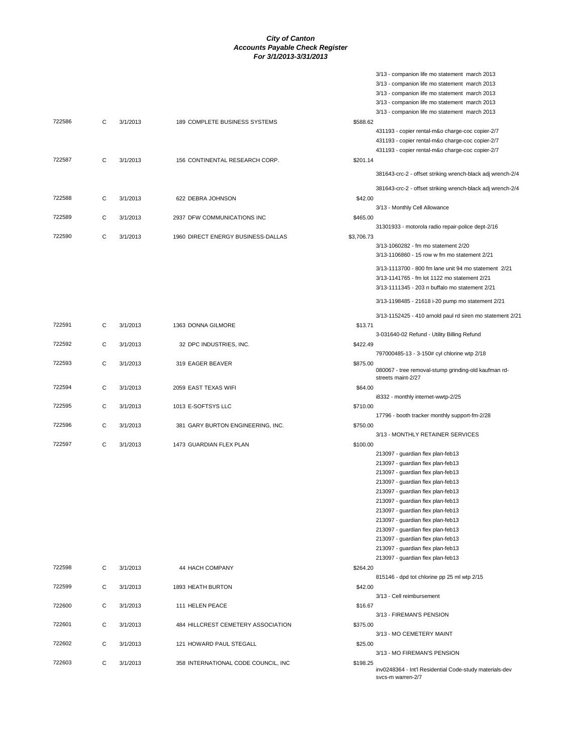# City of Canton
## Accounts Payable Check Register
### For 3/1/2013-3/31/2013

| Check # | Type | Date | Vendor | Amount | Description |
|---|---|---|---|---|---|
| | | | | | 3/13 - companion life mo statement march 2013 |
| | | | | | 3/13 - companion life mo statement march 2013 |
| | | | | | 3/13 - companion life mo statement march 2013 |
| | | | | | 3/13 - companion life mo statement march 2013 |
| | | | | | 3/13 - companion life mo statement march 2013 |
| 722586 | C | 3/1/2013 | 189 COMPLETE BUSINESS SYSTEMS | $588.62 | |
| | | | | | 431193 - copier rental-m&o charge-coc copier-2/7 |
| | | | | | 431193 - copier rental-m&o charge-coc copier-2/7 |
| | | | | | 431193 - copier rental-m&o charge-coc copier-2/7 |
| 722587 | C | 3/1/2013 | 156 CONTINENTAL RESEARCH CORP. | $201.14 | |
| | | | | | 381643-crc-2 - offset striking wrench-black adj wrench-2/4 |
| | | | | | 381643-crc-2 - offset striking wrench-black adj wrench-2/4 |
| 722588 | C | 3/1/2013 | 622 DEBRA JOHNSON | $42.00 | |
| | | | | | 3/13 - Monthly Cell Allowance |
| 722589 | C | 3/1/2013 | 2937 DFW COMMUNICATIONS INC | $465.00 | |
| | | | | | 31301933 - motorola radio repair-police dept-2/16 |
| 722590 | C | 3/1/2013 | 1960 DIRECT ENERGY BUSINESS-DALLAS | $3,706.73 | |
| | | | | | 3/13-1060282 - fm mo statement 2/20 |
| | | | | | 3/13-1106860 - 15 row w fm mo statement 2/21 |
| | | | | | 3/13-1113700 - 800 fm lane unit 94 mo statement 2/21 |
| | | | | | 3/13-1141765 - fm lot 1122 mo statement 2/21 |
| | | | | | 3/13-1111345 - 203 n buffalo mo statement 2/21 |
| | | | | | 3/13-1198485 - 21618 i-20 pump mo statement 2/21 |
| | | | | | 3/13-1152425 - 410 arnold paul rd siren mo statement 2/21 |
| 722591 | C | 3/1/2013 | 1363 DONNA GILMORE | $13.71 | |
| | | | | | 3-031640-02 Refund - Utility Billing Refund |
| 722592 | C | 3/1/2013 | 32 DPC INDUSTRIES, INC. | $422.49 | |
| | | | | | 797000485-13 - 3-150# cyl chlorine wtp 2/18 |
| 722593 | C | 3/1/2013 | 319 EAGER BEAVER | $875.00 | |
| | | | | | 080067 - tree removal-stump grinding-old kaufman rd-streets maint-2/27 |
| 722594 | C | 3/1/2013 | 2059 EAST TEXAS WIFI | $64.00 | |
| | | | | | i8332 - monthly internet-wwtp-2/25 |
| 722595 | C | 3/1/2013 | 1013 E-SOFTSYS LLC | $710.00 | |
| | | | | | 17796 - booth tracker monthly support-fm-2/28 |
| 722596 | C | 3/1/2013 | 381 GARY BURTON ENGINEERING, INC. | $750.00 | |
| | | | | | 3/13 - MONTHLY RETAINER SERVICES |
| 722597 | C | 3/1/2013 | 1473 GUARDIAN FLEX PLAN | $100.00 | |
| | | | | | 213097 - guardian flex plan-feb13 |
| | | | | | 213097 - guardian flex plan-feb13 |
| | | | | | 213097 - guardian flex plan-feb13 |
| | | | | | 213097 - guardian flex plan-feb13 |
| | | | | | 213097 - guardian flex plan-feb13 |
| | | | | | 213097 - guardian flex plan-feb13 |
| | | | | | 213097 - guardian flex plan-feb13 |
| | | | | | 213097 - guardian flex plan-feb13 |
| | | | | | 213097 - guardian flex plan-feb13 |
| | | | | | 213097 - guardian flex plan-feb13 |
| | | | | | 213097 - guardian flex plan-feb13 |
| | | | | | 213097 - guardian flex plan-feb13 |
| 722598 | C | 3/1/2013 | 44 HACH COMPANY | $264.20 | |
| | | | | | 815146 - dpd tot chlorine pp 25 ml wtp 2/15 |
| 722599 | C | 3/1/2013 | 1893 HEATH BURTON | $42.00 | |
| | | | | | 3/13 - Cell reimbursement |
| 722600 | C | 3/1/2013 | 111 HELEN PEACE | $16.67 | |
| | | | | | 3/13 - FIREMAN'S PENSION |
| 722601 | C | 3/1/2013 | 484 HILLCREST CEMETERY ASSOCIATION | $375.00 | |
| | | | | | 3/13 - MO CEMETERY MAINT |
| 722602 | C | 3/1/2013 | 121 HOWARD PAUL STEGALL | $25.00 | |
| | | | | | 3/13 - MO FIREMAN'S PENSION |
| 722603 | C | 3/1/2013 | 358 INTERNATIONAL CODE COUNCIL, INC | $198.25 | |
| | | | | | inv0248364 - Int'l Residential Code-study materials-dev svcs-m warren-2/7 |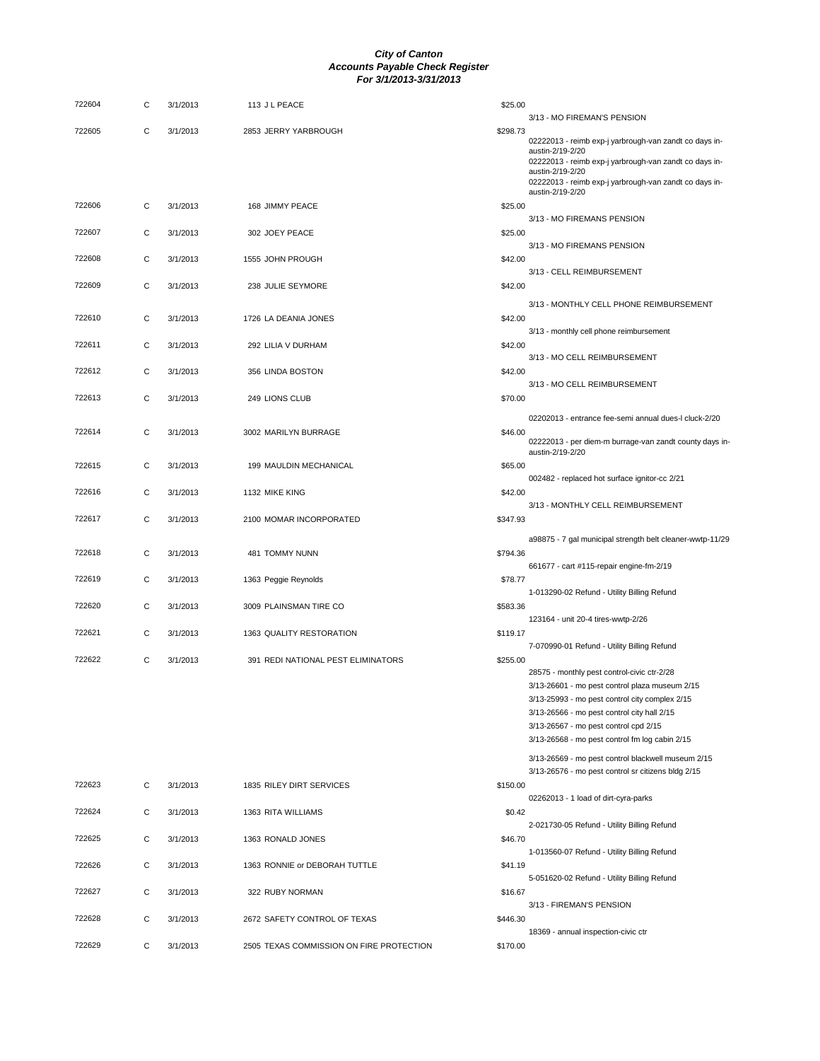# City of Canton
## Accounts Payable Check Register
### For 3/1/2013-3/31/2013

| Check # | Type | Date | Vendor | Amount | Description |
|---|---|---|---|---|---|
| 722604 | C | 3/1/2013 | 113 J L PEACE | $25.00 | 3/13 - MO FIREMAN'S PENSION |
| 722605 | C | 3/1/2013 | 2853 JERRY YARBROUGH | $298.73 | 02222013 - reimb exp-j yarbrough-van zandt co days in-austin-2/19-2/20 |
| | | | | | 02222013 - reimb exp-j yarbrough-van zandt co days in-austin-2/19-2/20 |
| | | | | | 02222013 - reimb exp-j yarbrough-van zandt co days in-austin-2/19-2/20 |
| 722606 | C | 3/1/2013 | 168 JIMMY PEACE | $25.00 | 3/13 - MO FIREMANS PENSION |
| 722607 | C | 3/1/2013 | 302 JOEY PEACE | $25.00 | 3/13 - MO FIREMANS PENSION |
| 722608 | C | 3/1/2013 | 1555 JOHN PROUGH | $42.00 | 3/13 - CELL REIMBURSEMENT |
| 722609 | C | 3/1/2013 | 238 JULIE SEYMORE | $42.00 | 3/13 - MONTHLY CELL PHONE REIMBURSEMENT |
| 722610 | C | 3/1/2013 | 1726 LA DEANIA JONES | $42.00 | 3/13 - monthly cell phone reimbursement |
| 722611 | C | 3/1/2013 | 292 LILIA V DURHAM | $42.00 | 3/13 - MO CELL REIMBURSEMENT |
| 722612 | C | 3/1/2013 | 356 LINDA BOSTON | $42.00 | 3/13 - MO CELL REIMBURSEMENT |
| 722613 | C | 3/1/2013 | 249 LIONS CLUB | $70.00 | 02202013 - entrance fee-semi annual dues-l cluck-2/20 |
| 722614 | C | 3/1/2013 | 3002 MARILYN BURRAGE | $46.00 | 02222013 - per diem-m burrage-van zandt county days in-austin-2/19-2/20 |
| 722615 | C | 3/1/2013 | 199 MAULDIN MECHANICAL | $65.00 | 002482 - replaced hot surface ignitor-cc 2/21 |
| 722616 | C | 3/1/2013 | 1132 MIKE KING | $42.00 | 3/13 - MONTHLY CELL REIMBURSEMENT |
| 722617 | C | 3/1/2013 | 2100 MOMAR INCORPORATED | $347.93 | a98875 - 7 gal municipal strength belt cleaner-wwtp-11/29 |
| 722618 | C | 3/1/2013 | 481 TOMMY NUNN | $794.36 | 661677 - cart #115-repair engine-fm-2/19 |
| 722619 | C | 3/1/2013 | 1363 Peggie Reynolds | $78.77 | 1-013290-02 Refund - Utility Billing Refund |
| 722620 | C | 3/1/2013 | 3009 PLAINSMAN TIRE CO | $583.36 | 123164 - unit 20-4 tires-wwtp-2/26 |
| 722621 | C | 3/1/2013 | 1363 QUALITY RESTORATION | $119.17 | 7-070990-01 Refund - Utility Billing Refund |
| 722622 | C | 3/1/2013 | 391 REDI NATIONAL PEST ELIMINATORS | $255.00 | 28575 - monthly pest control-civic ctr-2/28 |
| | | | | | 3/13-26601 - mo pest control plaza museum 2/15 |
| | | | | | 3/13-25993 - mo pest control city complex 2/15 |
| | | | | | 3/13-26566 - mo pest control city hall 2/15 |
| | | | | | 3/13-26567 - mo pest control cpd 2/15 |
| | | | | | 3/13-26568 - mo pest control fm log cabin 2/15 |
| | | | | | 3/13-26569 - mo pest control blackwell museum 2/15 |
| | | | | | 3/13-26576 - mo pest control sr citizens bldg 2/15 |
| 722623 | C | 3/1/2013 | 1835 RILEY DIRT SERVICES | $150.00 | 02262013 - 1 load of dirt-cyra-parks |
| 722624 | C | 3/1/2013 | 1363 RITA WILLIAMS | $0.42 | 2-021730-05 Refund - Utility Billing Refund |
| 722625 | C | 3/1/2013 | 1363 RONALD JONES | $46.70 | 1-013560-07 Refund - Utility Billing Refund |
| 722626 | C | 3/1/2013 | 1363 RONNIE or DEBORAH TUTTLE | $41.19 | 5-051620-02 Refund - Utility Billing Refund |
| 722627 | C | 3/1/2013 | 322 RUBY NORMAN | $16.67 | 3/13 - FIREMAN'S PENSION |
| 722628 | C | 3/1/2013 | 2672 SAFETY CONTROL OF TEXAS | $446.30 | 18369 - annual inspection-civic ctr |
| 722629 | C | 3/1/2013 | 2505 TEXAS COMMISSION ON FIRE PROTECTION | $170.00 | |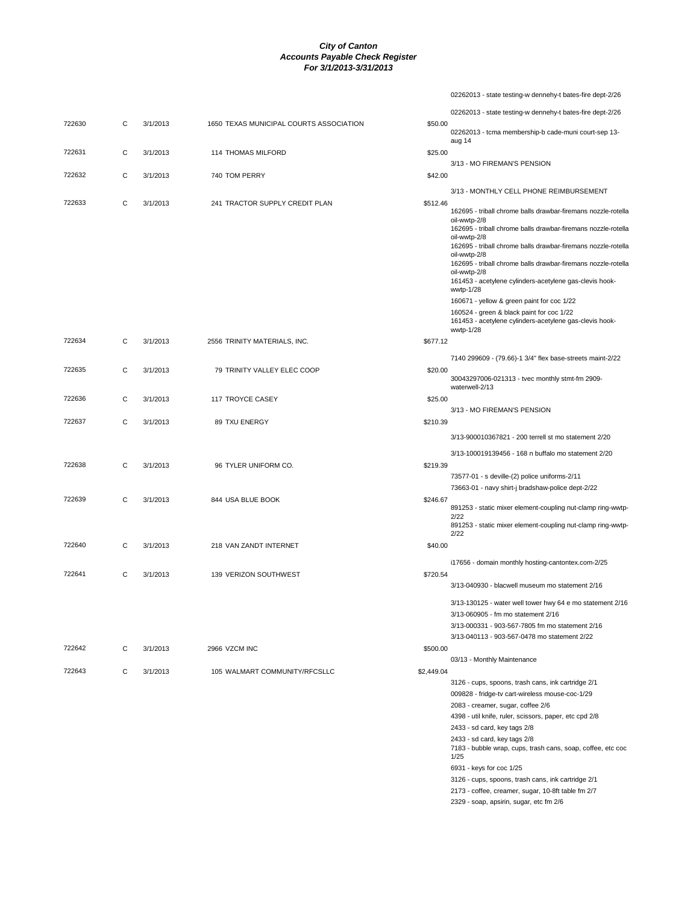# City of Canton
## Accounts Payable Check Register
### For 3/1/2013-3/31/2013

| Check | Type | Date | Vendor | Amount | Description |
|---|---|---|---|---|---|
| | | | | | 02262013 - state testing-w dennehy-t bates-fire dept-2/26 |
| | | | | | 02262013 - state testing-w dennehy-t bates-fire dept-2/26 |
| 722630 | C | 3/1/2013 | 1650 TEXAS MUNICIPAL COURTS ASSOCIATION | $50.00 | 02262013 - tcma membership-b cade-muni court-sep 13-aug 14 |
| 722631 | C | 3/1/2013 | 114 THOMAS MILFORD | $25.00 | 3/13 - MO FIREMAN'S PENSION |
| 722632 | C | 3/1/2013 | 740 TOM PERRY | $42.00 | 3/13 - MONTHLY CELL PHONE REIMBURSEMENT |
| 722633 | C | 3/1/2013 | 241 TRACTOR SUPPLY CREDIT PLAN | $512.46 | 162695 - triball chrome balls drawbar-firemans nozzle-rotella oil-wwtp-2/8 |
| | | | | | 162695 - triball chrome balls drawbar-firemans nozzle-rotella oil-wwtp-2/8 |
| | | | | | 162695 - triball chrome balls drawbar-firemans nozzle-rotella oil-wwtp-2/8 |
| | | | | | 162695 - triball chrome balls drawbar-firemans nozzle-rotella oil-wwtp-2/8 |
| | | | | | 161453 - acetylene cylinders-acetylene gas-clevis hook-wwtp-1/28 |
| | | | | | 160671 - yellow & green paint for coc 1/22 |
| | | | | | 160524 - green & black paint for coc 1/22 |
| | | | | | 161453 - acetylene cylinders-acetylene gas-clevis hook-wwtp-1/28 |
| 722634 | C | 3/1/2013 | 2556 TRINITY MATERIALS, INC. | $677.12 | 7140 299609 - (79.66)-1 3/4" flex base-streets maint-2/22 |
| 722635 | C | 3/1/2013 | 79 TRINITY VALLEY ELEC COOP | $20.00 | 30043297006-021313 - tvec monthly stmt-fm 2909-waterwell-2/13 |
| 722636 | C | 3/1/2013 | 117 TROYCE CASEY | $25.00 | 3/13 - MO FIREMAN'S PENSION |
| 722637 | C | 3/1/2013 | 89 TXU ENERGY | $210.39 | 3/13-900010367821 - 200 terrell st mo statement 2/20 |
| | | | | | 3/13-100019139456 - 168 n buffalo mo statement 2/20 |
| 722638 | C | 3/1/2013 | 96 TYLER UNIFORM CO. | $219.39 | 73577-01 - s deville-(2) police uniforms-2/11 |
| | | | | | 73663-01 - navy shirt-j bradshaw-police dept-2/22 |
| 722639 | C | 3/1/2013 | 844 USA BLUE BOOK | $246.67 | 891253 - static mixer element-coupling nut-clamp ring-wwtp-2/22 |
| | | | | | 891253 - static mixer element-coupling nut-clamp ring-wwtp-2/22 |
| 722640 | C | 3/1/2013 | 218 VAN ZANDT INTERNET | $40.00 | i17656 - domain monthly hosting-cantontex.com-2/25 |
| 722641 | C | 3/1/2013 | 139 VERIZON SOUTHWEST | $720.54 | 3/13-040930 - blacwell museum mo statement 2/16 |
| | | | | | 3/13-130125 - water well tower hwy 64 e mo statement 2/16 |
| | | | | | 3/13-060905 - fm mo statement 2/16 |
| | | | | | 3/13-000331 - 903-567-7805 fm mo statement 2/16 |
| | | | | | 3/13-040113 - 903-567-0478 mo statement 2/22 |
| 722642 | C | 3/1/2013 | 2966 VZCM INC | $500.00 | 03/13 - Monthly Maintenance |
| 722643 | C | 3/1/2013 | 105 WALMART COMMUNITY/RFCSLLC | $2,449.04 | 3126 - cups, spoons, trash cans, ink cartridge 2/1 |
| | | | | | 009828 - fridge-tv cart-wireless mouse-coc-1/29 |
| | | | | | 2083 - creamer, sugar, coffee 2/6 |
| | | | | | 4398 - util knife, ruler, scissors, paper, etc cpd 2/8 |
| | | | | | 2433 - sd card, key tags 2/8 |
| | | | | | 2433 - sd card, key tags 2/8 |
| | | | | | 7183 - bubble wrap, cups, trash cans, soap, coffee, etc coc 1/25 |
| | | | | | 6931 - keys for coc 1/25 |
| | | | | | 3126 - cups, spoons, trash cans, ink cartridge 2/1 |
| | | | | | 2173 - coffee, creamer, sugar, 10-8ft table fm 2/7 |
| | | | | | 2329 - soap, apsirin, sugar, etc fm 2/6 |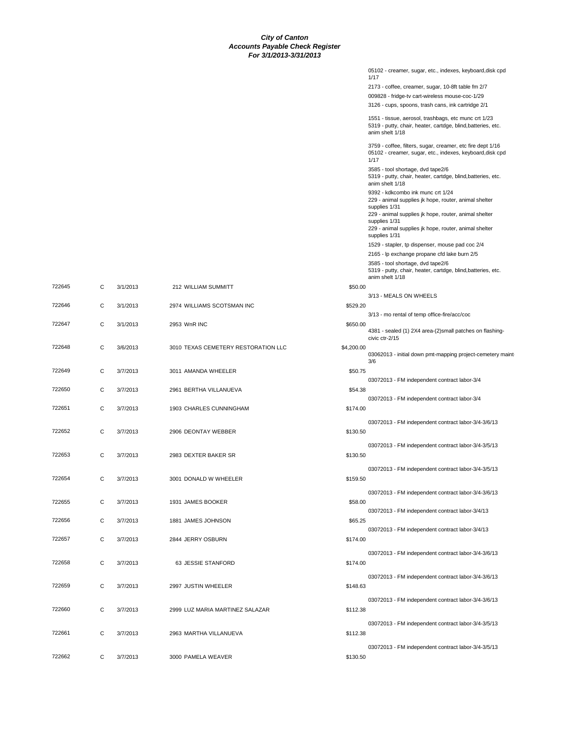# City of Canton
## Accounts Payable Check Register
### For 3/1/2013-3/31/2013

| Check # | Type | Date | Vendor | Amount | Description |
|---|---|---|---|---|---|
| | | | | | 05102 - creamer, sugar, etc., indexes, keyboard,disk cpd 1/17 |
| | | | | | 2173 - coffee, creamer, sugar, 10-8ft table fm 2/7 |
| | | | | | 009828 - fridge-tv cart-wireless mouse-coc-1/29 |
| | | | | | 3126 - cups, spoons, trash cans, ink cartridge 2/1 |
| | | | | | 1551 - tissue, aerosol, trashbags, etc munc crt 1/23 |
| | | | | | 5319 - putty, chair, heater, cartdge, blind,batteries, etc. anim shelt 1/18 |
| | | | | | 3759 - coffee, filters, sugar, creamer, etc fire dept 1/16 |
| | | | | | 05102 - creamer, sugar, etc., indexes, keyboard,disk cpd 1/17 |
| | | | | | 3585 - tool shortage, dvd tape2/6 |
| | | | | | 5319 - putty, chair, heater, cartdge, blind,batteries, etc. anim shelt 1/18 |
| | | | | | 9392 - kdkcombo ink munc crt 1/24 |
| | | | | | 229 - animal supplies jk hope, router, animal shelter supplies 1/31 |
| | | | | | 229 - animal supplies jk hope, router, animal shelter supplies 1/31 |
| | | | | | 229 - animal supplies jk hope, router, animal shelter supplies 1/31 |
| | | | | | 1529 - stapler, tp dispenser, mouse pad coc 2/4 |
| | | | | | 2165 - lp exchange propane cfd lake burn 2/5 |
| | | | | | 3585 - tool shortage, dvd tape2/6 |
| | | | | | 5319 - putty, chair, heater, cartdge, blind,batteries, etc. anim shelt 1/18 |
| 722645 | C | 3/1/2013 | 212 WILLIAM SUMMITT | $50.00 | 3/13 - MEALS ON WHEELS |
| 722646 | C | 3/1/2013 | 2974 WILLIAMS SCOTSMAN INC | $529.20 | 3/13 - mo rental of temp office-fire/acc/coc |
| 722647 | C | 3/1/2013 | 2953 WnR INC | $650.00 | 4381 - sealed (1) 2X4 area-(2)small patches on flashing-civic ctr-2/15 |
| 722648 | C | 3/6/2013 | 3010 TEXAS CEMETERY RESTORATION LLC | $4,200.00 | 03062013 - initial down pmt-mapping project-cemetery maint 3/6 |
| 722649 | C | 3/7/2013 | 3011 AMANDA WHEELER | $50.75 | 03072013 - FM independent contract labor-3/4 |
| 722650 | C | 3/7/2013 | 2961 BERTHA VILLANUEVA | $54.38 | 03072013 - FM independent contract labor-3/4 |
| 722651 | C | 3/7/2013 | 1903 CHARLES CUNNINGHAM | $174.00 | 03072013 - FM independent contract labor-3/4-3/6/13 |
| 722652 | C | 3/7/2013 | 2906 DEONTAY WEBBER | $130.50 | 03072013 - FM independent contract labor-3/4-3/5/13 |
| 722653 | C | 3/7/2013 | 2983 DEXTER BAKER SR | $130.50 | 03072013 - FM independent contract labor-3/4-3/5/13 |
| 722654 | C | 3/7/2013 | 3001 DONALD W WHEELER | $159.50 | 03072013 - FM independent contract labor-3/4-3/6/13 |
| 722655 | C | 3/7/2013 | 1931 JAMES BOOKER | $58.00 | 03072013 - FM independent contract labor-3/4/13 |
| 722656 | C | 3/7/2013 | 1881 JAMES JOHNSON | $65.25 | 03072013 - FM independent contract labor-3/4/13 |
| 722657 | C | 3/7/2013 | 2844 JERRY OSBURN | $174.00 | 03072013 - FM independent contract labor-3/4-3/6/13 |
| 722658 | C | 3/7/2013 | 63 JESSIE STANFORD | $174.00 | 03072013 - FM independent contract labor-3/4-3/6/13 |
| 722659 | C | 3/7/2013 | 2997 JUSTIN WHEELER | $148.63 | 03072013 - FM independent contract labor-3/4-3/6/13 |
| 722660 | C | 3/7/2013 | 2999 LUZ MARIA MARTINEZ SALAZAR | $112.38 | 03072013 - FM independent contract labor-3/4-3/5/13 |
| 722661 | C | 3/7/2013 | 2963 MARTHA VILLANUEVA | $112.38 | 03072013 - FM independent contract labor-3/4-3/5/13 |
| 722662 | C | 3/7/2013 | 3000 PAMELA WEAVER | $130.50 | |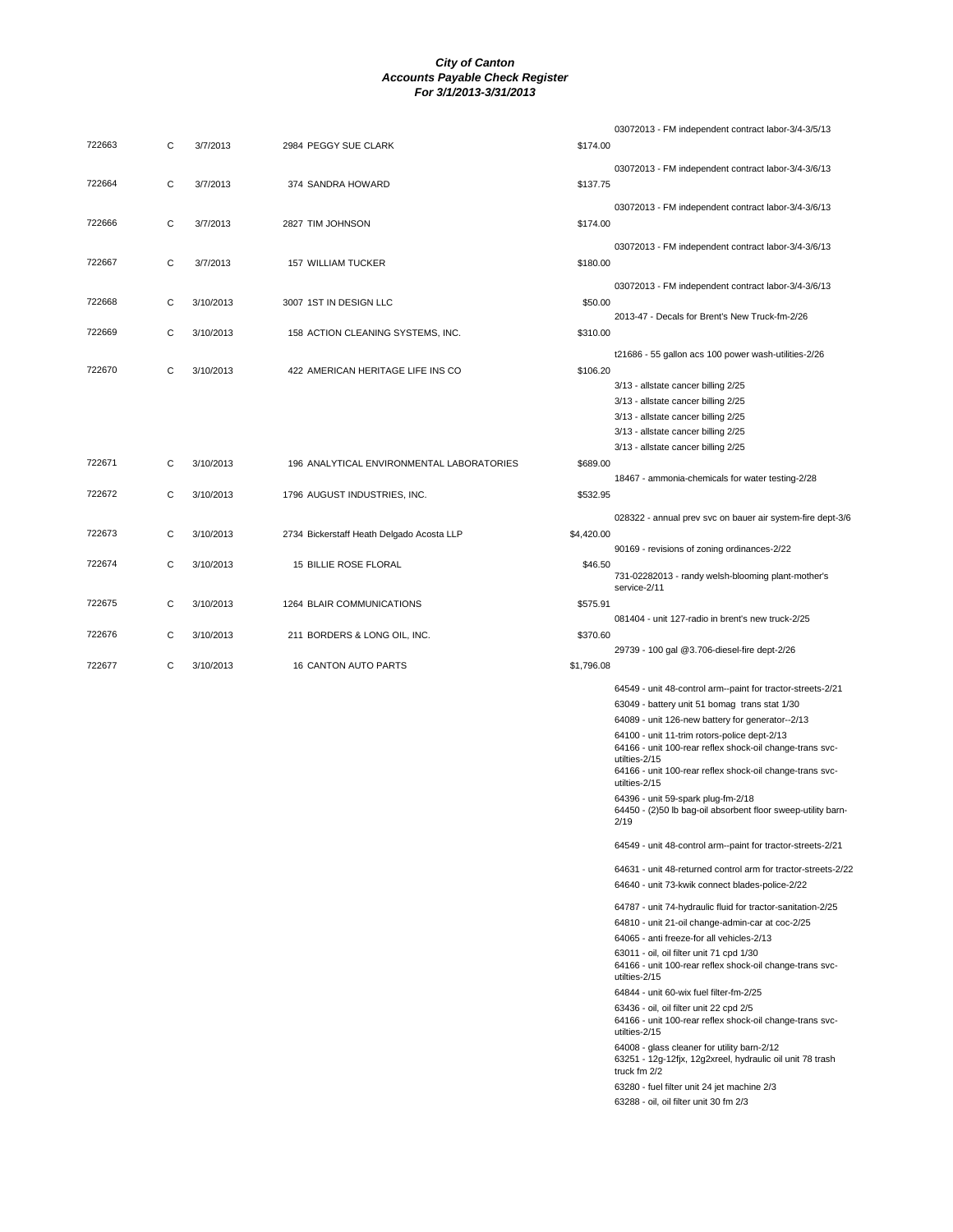# City of Canton
## Accounts Payable Check Register
### For 3/1/2013-3/31/2013

| Check # | Type | Date | Vendor | Amount | Description |
|---|---|---|---|---|---|
| | | | | | 03072013 - FM independent contract labor-3/4-3/5/13 |
| 722663 | C | 3/7/2013 | 2984 PEGGY SUE CLARK | $174.00 | |
| | | | | | 03072013 - FM independent contract labor-3/4-3/6/13 |
| 722664 | C | 3/7/2013 | 374 SANDRA HOWARD | $137.75 | |
| | | | | | 03072013 - FM independent contract labor-3/4-3/6/13 |
| 722666 | C | 3/7/2013 | 2827 TIM JOHNSON | $174.00 | |
| | | | | | 03072013 - FM independent contract labor-3/4-3/6/13 |
| 722667 | C | 3/7/2013 | 157 WILLIAM TUCKER | $180.00 | |
| | | | | | 03072013 - FM independent contract labor-3/4-3/6/13 |
| 722668 | C | 3/10/2013 | 3007 1ST IN DESIGN LLC | $50.00 | |
| | | | | | 2013-47 - Decals for Brent's New Truck-fm-2/26 |
| 722669 | C | 3/10/2013 | 158 ACTION CLEANING SYSTEMS, INC. | $310.00 | |
| | | | | | t21686 - 55 gallon acs 100 power wash-utilities-2/26 |
| 722670 | C | 3/10/2013 | 422 AMERICAN HERITAGE LIFE INS CO | $106.20 | |
| | | | | | 3/13 - allstate cancer billing 2/25 |
| | | | | | 3/13 - allstate cancer billing 2/25 |
| | | | | | 3/13 - allstate cancer billing 2/25 |
| | | | | | 3/13 - allstate cancer billing 2/25 |
| | | | | | 3/13 - allstate cancer billing 2/25 |
| 722671 | C | 3/10/2013 | 196 ANALYTICAL ENVIRONMENTAL LABORATORIES | $689.00 | |
| | | | | | 18467 - ammonia-chemicals for water testing-2/28 |
| 722672 | C | 3/10/2013 | 1796 AUGUST INDUSTRIES, INC. | $532.95 | |
| | | | | | 028322 - annual prev svc on bauer air system-fire dept-3/6 |
| 722673 | C | 3/10/2013 | 2734 Bickerstaff Heath Delgado Acosta LLP | $4,420.00 | |
| | | | | | 90169 - revisions of zoning ordinances-2/22 |
| 722674 | C | 3/10/2013 | 15 BILLIE ROSE FLORAL | $46.50 | |
| | | | | | 731-02282013 - randy welsh-blooming plant-mother's service-2/11 |
| 722675 | C | 3/10/2013 | 1264 BLAIR COMMUNICATIONS | $575.91 | |
| | | | | | 081404 - unit 127-radio in brent's new truck-2/25 |
| 722676 | C | 3/10/2013 | 211 BORDERS & LONG OIL, INC. | $370.60 | |
| | | | | | 29739 - 100 gal @3.706-diesel-fire dept-2/26 |
| 722677 | C | 3/10/2013 | 16 CANTON AUTO PARTS | $1,796.08 | |
| | | | | | 64549 - unit 48-control arm--paint for tractor-streets-2/21 |
| | | | | | 63049 - battery unit 51 bomag trans stat 1/30 |
| | | | | | 64089 - unit 126-new battery for generator--2/13 |
| | | | | | 64100 - unit 11-trim rotors-police dept-2/13 |
| | | | | | 64166 - unit 100-rear reflex shock-oil change-trans svc-utilties-2/15 |
| | | | | | 64166 - unit 100-rear reflex shock-oil change-trans svc-utilties-2/15 |
| | | | | | 64396 - unit 59-spark plug-fm-2/18 |
| | | | | | 64450 - (2)50 lb bag-oil absorbent floor sweep-utility barn-2/19 |
| | | | | | 64549 - unit 48-control arm--paint for tractor-streets-2/21 |
| | | | | | 64631 - unit 48-returned control arm for tractor-streets-2/22 |
| | | | | | 64640 - unit 73-kwik connect blades-police-2/22 |
| | | | | | 64787 - unit 74-hydraulic fluid for tractor-sanitation-2/25 |
| | | | | | 64810 - unit 21-oil change-admin-car at coc-2/25 |
| | | | | | 64065 - anti freeze-for all vehicles-2/13 |
| | | | | | 63011 - oil, oil filter unit 71 cpd 1/30 |
| | | | | | 64166 - unit 100-rear reflex shock-oil change-trans svc-utilties-2/15 |
| | | | | | 64844 - unit 60-wix fuel filter-fm-2/25 |
| | | | | | 63436 - oil, oil filter unit 22 cpd 2/5 |
| | | | | | 64166 - unit 100-rear reflex shock-oil change-trans svc-utilties-2/15 |
| | | | | | 64008 - glass cleaner for utility barn-2/12 |
| | | | | | 63251 - 12g-12fjx, 12g2xreel, hydraulic oil unit 78 trash truck fm 2/2 |
| | | | | | 63280 - fuel filter unit 24 jet machine 2/3 |
| | | | | | 63288 - oil, oil filter unit 30 fm 2/3 |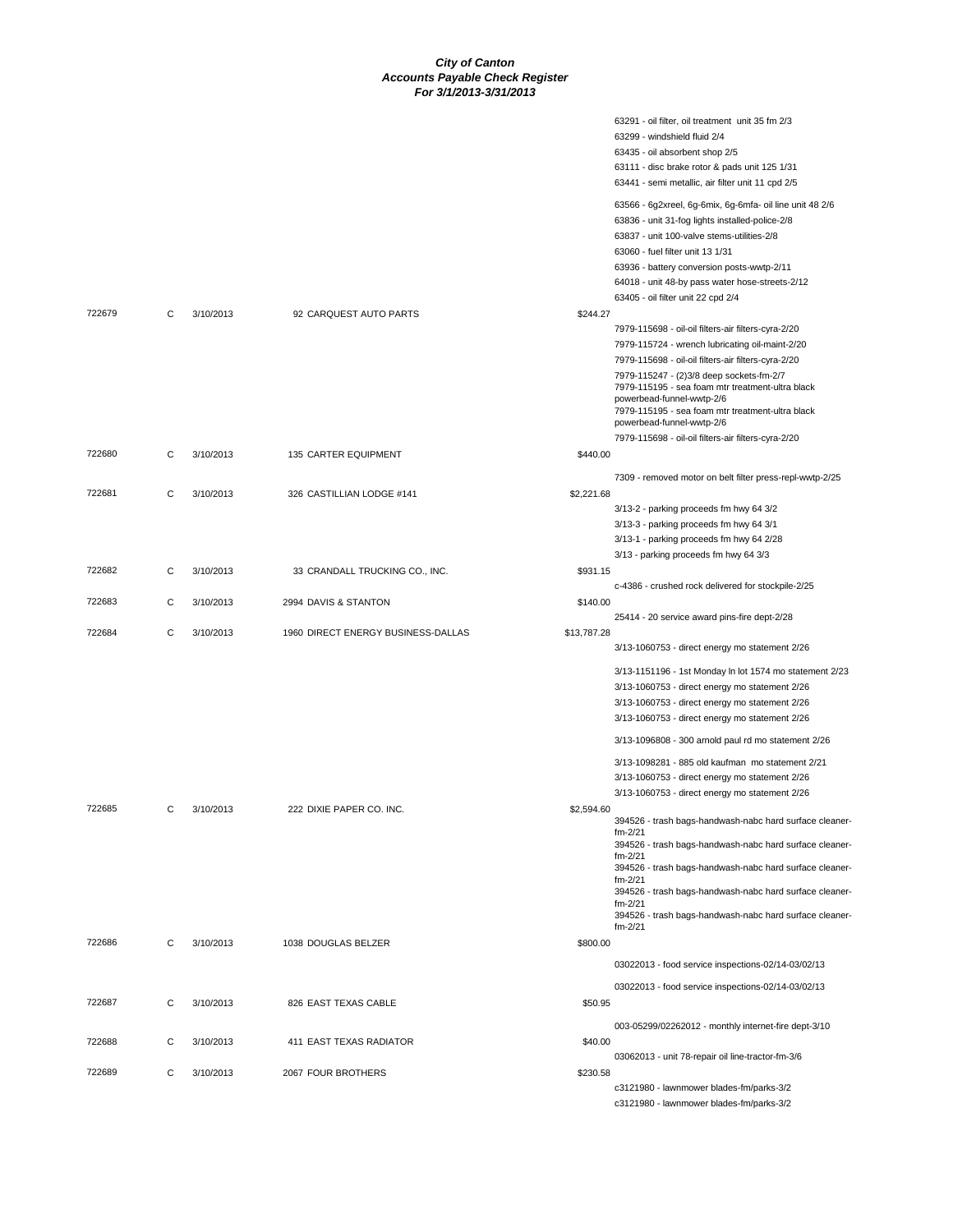**City of Canton**
**Accounts Payable Check Register**
**For 3/1/2013-3/31/2013**

| Check # | Type | Date | Vendor | Amount | Description |
|---|---|---|---|---|---|
| | | | | | 63291 - oil filter, oil treatment unit 35 fm 2/3 |
| | | | | | 63299 - windshield fluid 2/4 |
| | | | | | 63435 - oil absorbent shop 2/5 |
| | | | | | 63111 - disc brake rotor & pads unit 125 1/31 |
| | | | | | 63441 - semi metallic, air filter unit 11 cpd 2/5 |
| | | | | | 63566 - 6g2xreel, 6g-6mix, 6g-6mfa- oil line unit 48 2/6 |
| | | | | | 63836 - unit 31-fog lights installed-police-2/8 |
| | | | | | 63837 - unit 100-valve stems-utilities-2/8 |
| | | | | | 63060 - fuel filter unit 13 1/31 |
| | | | | | 63936 - battery conversion posts-wwtp-2/11 |
| | | | | | 64018 - unit 48-by pass water hose-streets-2/12 |
| | | | | | 63405 - oil filter unit 22 cpd 2/4 |
| 722679 | C | 3/10/2013 | 92 CARQUEST AUTO PARTS | $244.27 | |
| | | | | | 7979-115698 - oil-oil filters-air filters-cyra-2/20 |
| | | | | | 7979-115724 - wrench lubricating oil-maint-2/20 |
| | | | | | 7979-115698 - oil-oil filters-air filters-cyra-2/20 |
| | | | | | 7979-115247 - (2)3/8 deep sockets-fm-2/7 |
| | | | | | 7979-115195 - sea foam mtr treatment-ultra black powerbead-funnel-wwtp-2/6 |
| | | | | | 7979-115195 - sea foam mtr treatment-ultra black powerbead-funnel-wwtp-2/6 |
| | | | | | 7979-115698 - oil-oil filters-air filters-cyra-2/20 |
| 722680 | C | 3/10/2013 | 135 CARTER EQUIPMENT | $440.00 | |
| | | | | | 7309 - removed motor on belt filter press-repl-wwtp-2/25 |
| 722681 | C | 3/10/2013 | 326 CASTILLIAN LODGE #141 | $2,221.68 | |
| | | | | | 3/13-2 - parking proceeds fm hwy 64 3/2 |
| | | | | | 3/13-3 - parking proceeds fm hwy 64 3/1 |
| | | | | | 3/13-1 - parking proceeds fm hwy 64 2/28 |
| | | | | | 3/13 - parking proceeds fm hwy 64 3/3 |
| 722682 | C | 3/10/2013 | 33 CRANDALL TRUCKING CO., INC. | $931.15 | |
| | | | | | c-4386 - crushed rock delivered for stockpile-2/25 |
| 722683 | C | 3/10/2013 | 2994 DAVIS & STANTON | $140.00 | |
| | | | | | 25414 - 20 service award pins-fire dept-2/28 |
| 722684 | C | 3/10/2013 | 1960 DIRECT ENERGY BUSINESS-DALLAS | $13,787.28 | |
| | | | | | 3/13-1060753 - direct energy mo statement 2/26 |
| | | | | | 3/13-1151196 - 1st Monday ln lot 1574 mo statement 2/23 |
| | | | | | 3/13-1060753 - direct energy mo statement 2/26 |
| | | | | | 3/13-1060753 - direct energy mo statement 2/26 |
| | | | | | 3/13-1060753 - direct energy mo statement 2/26 |
| | | | | | 3/13-1096808 - 300 arnold paul rd mo statement 2/26 |
| | | | | | 3/13-1098281 - 885 old kaufman mo statement 2/21 |
| | | | | | 3/13-1060753 - direct energy mo statement 2/26 |
| | | | | | 3/13-1060753 - direct energy mo statement 2/26 |
| 722685 | C | 3/10/2013 | 222 DIXIE PAPER CO. INC. | $2,594.60 | |
| | | | | | 394526 - trash bags-handwash-nabc hard surface cleaner-fm-2/21 |
| | | | | | 394526 - trash bags-handwash-nabc hard surface cleaner-fm-2/21 |
| | | | | | 394526 - trash bags-handwash-nabc hard surface cleaner-fm-2/21 |
| | | | | | 394526 - trash bags-handwash-nabc hard surface cleaner-fm-2/21 |
| | | | | | 394526 - trash bags-handwash-nabc hard surface cleaner-fm-2/21 |
| 722686 | C | 3/10/2013 | 1038 DOUGLAS BELZER | $800.00 | |
| | | | | | 03022013 - food service inspections-02/14-03/02/13 |
| | | | | | 03022013 - food service inspections-02/14-03/02/13 |
| 722687 | C | 3/10/2013 | 826 EAST TEXAS CABLE | $50.95 | |
| | | | | | 003-05299/02262012 - monthly internet-fire dept-3/10 |
| 722688 | C | 3/10/2013 | 411 EAST TEXAS RADIATOR | $40.00 | |
| | | | | | 03062013 - unit 78-repair oil line-tractor-fm-3/6 |
| 722689 | C | 3/10/2013 | 2067 FOUR BROTHERS | $230.58 | |
| | | | | | c3121980 - lawnmower blades-fm/parks-3/2 |
| | | | | | c3121980 - lawnmower blades-fm/parks-3/2 |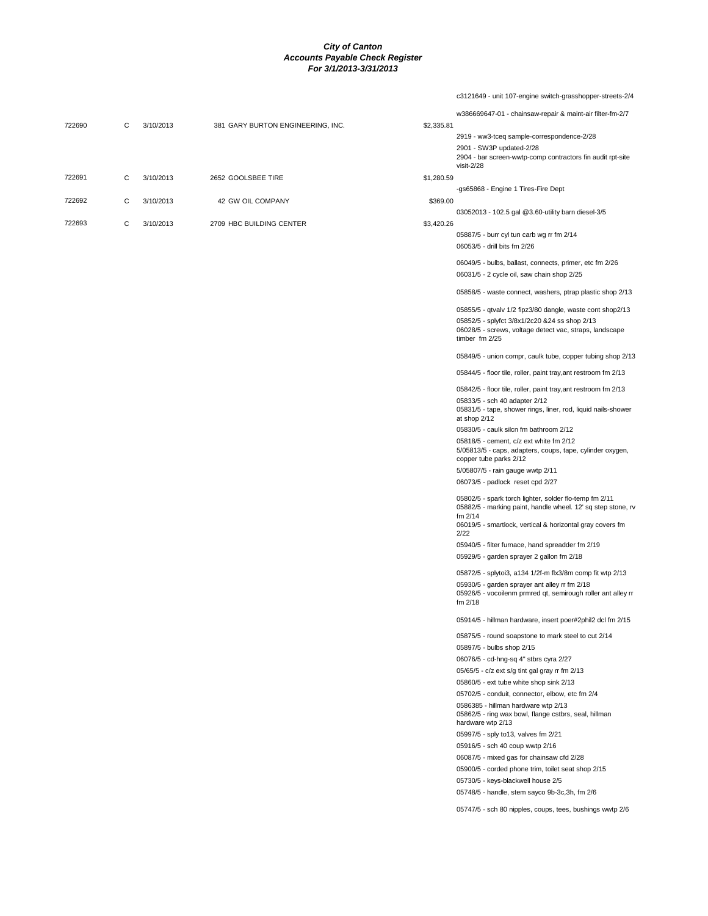***City of Canton***
***Accounts Payable Check Register***
***For 3/1/2013-3/31/2013***

| | | | | | |
|---|---|---|---|---|---|
| | | | | | c3121649 - unit 107-engine switch-grasshopper-streets-2/4 |
| | | | | | w386669647-01 - chainsaw-repair & maint-air filter-fm-2/7 |
| 722690 | C | 3/10/2013 | 381 GARY BURTON ENGINEERING, INC. | $2,335.81 | |
| | | | | | 2919 - ww3-tceq sample-correspondence-2/28 |
| | | | | | 2901 - SW3P updated-2/28 |
| | | | | | 2904 - bar screen-wwtp-comp contractors fin audit rpt-site visit-2/28 |
| 722691 | C | 3/10/2013 | 2652 GOOLSBEE TIRE | $1,280.59 | |
| | | | | | -gs65868 - Engine 1 Tires-Fire Dept |
| 722692 | C | 3/10/2013 | 42 GW OIL COMPANY | $369.00 | |
| | | | | | 03052013 - 102.5 gal @3.60-utility barn diesel-3/5 |
| 722693 | C | 3/10/2013 | 2709 HBC BUILDING CENTER | $3,420.26 | |
| | | | | | 05887/5 - burr cyl tun carb wg rr fm 2/14 |
| | | | | | 06053/5 - drill bits fm 2/26 |
| | | | | | 06049/5 - bulbs, ballast, connects, primer, etc fm 2/26 |
| | | | | | 06031/5 - 2 cycle oil, saw chain shop 2/25 |
| | | | | | 05858/5 - waste connect, washers, ptrap plastic shop 2/13 |
| | | | | | 05855/5 - qtvalv 1/2 fipz3/80 dangle, waste cont shop2/13 |
| | | | | | 05852/5 - splyfct 3/8x1/2c20 &24 ss shop 2/13 |
| | | | | | 06028/5 - screws, voltage detect vac, straps, landscape timber fm 2/25 |
| | | | | | 05849/5 - union compr, caulk tube, copper tubing shop 2/13 |
| | | | | | 05844/5 - floor tile, roller, paint tray,ant restroom fm 2/13 |
| | | | | | 05842/5 - floor tile, roller, paint tray,ant restroom fm 2/13 |
| | | | | | 05833/5 - sch 40 adapter 2/12 |
| | | | | | 05831/5 - tape, shower rings, liner, rod, liquid nails-shower at shop 2/12 |
| | | | | | 05830/5 - caulk silcn fm bathroom 2/12 |
| | | | | | 05818/5 - cement, c/z ext white fm 2/12 |
| | | | | | 5/05813/5 - caps, adapters, coups, tape, cylinder oxygen, copper tube parks 2/12 |
| | | | | | 5/05807/5 - rain gauge wwtp 2/11 |
| | | | | | 06073/5 - padlock reset cpd 2/27 |
| | | | | | 05802/5 - spark torch lighter, solder flo-temp fm 2/11 |
| | | | | | 05882/5 - marking paint, handle wheel. 12' sq step stone, rv fm 2/14 |
| | | | | | 06019/5 - smartlock, vertical & horizontal gray covers fm 2/22 |
| | | | | | 05940/5 - filter furnace, hand spreadder fm 2/19 |
| | | | | | 05929/5 - garden sprayer 2 gallon fm 2/18 |
| | | | | | 05872/5 - splytoi3, a134 1/2f-m flx3/8m comp fit wtp 2/13 |
| | | | | | 05930/5 - garden sprayer ant alley rr fm 2/18 |
| | | | | | 05926/5 - vocoilenm prmred qt, semirough roller ant alley rr fm 2/18 |
| | | | | | 05914/5 - hillman hardware, insert poer#2phil2 dcl fm 2/15 |
| | | | | | 05875/5 - round soapstone to mark steel to cut 2/14 |
| | | | | | 05897/5 - bulbs shop 2/15 |
| | | | | | 06076/5 - cd-hng-sq 4" stbrs cyra 2/27 |
| | | | | | 05/65/5 - c/z ext s/g tint gal gray rr fm 2/13 |
| | | | | | 05860/5 - ext tube white shop sink 2/13 |
| | | | | | 05702/5 - conduit, connector, elbow, etc fm 2/4 |
| | | | | | 0586385 - hillman hardware wtp 2/13 |
| | | | | | 05862/5 - ring wax bowl, flange cstbrs, seal, hillman hardware wtp 2/13 |
| | | | | | 05997/5 - sply to13, valves fm 2/21 |
| | | | | | 05916/5 - sch 40 coup wwtp 2/16 |
| | | | | | 06087/5 - mixed gas for chainsaw cfd 2/28 |
| | | | | | 05900/5 - corded phone trim, toilet seat shop 2/15 |
| | | | | | 05730/5 - keys-blackwell house 2/5 |
| | | | | | 05748/5 - handle, stem sayco 9b-3c,3h, fm 2/6 |
| | | | | | 05747/5 - sch 80 nipples, coups, tees, bushings wwtp 2/6 |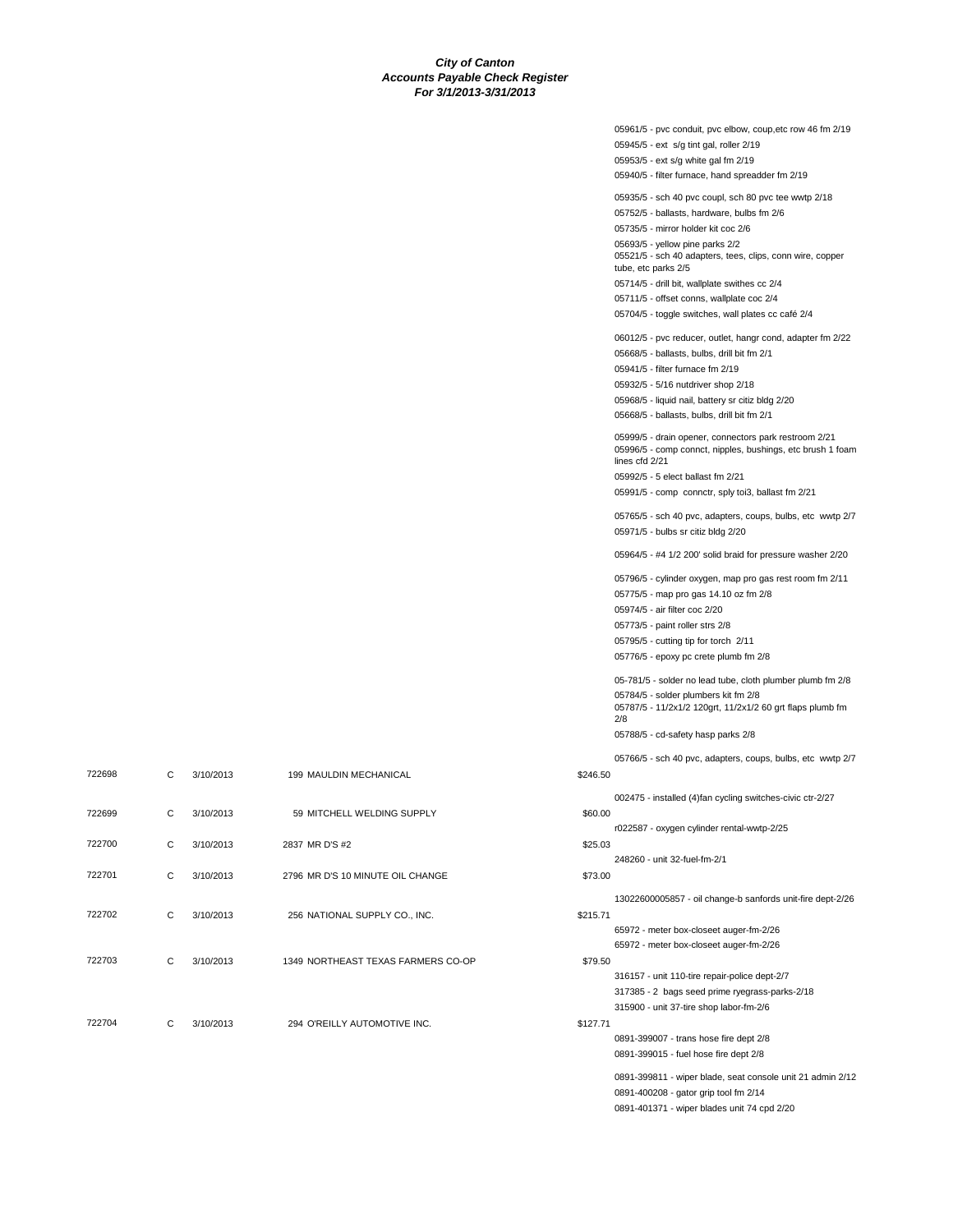***City of Canton***
***Accounts Payable Check Register***
***For 3/1/2013-3/31/2013***

05961/5 - pvc conduit, pvc elbow, coup,etc row 46 fm 2/19
05945/5 - ext s/g tint gal, roller 2/19
05953/5 - ext s/g white gal fm 2/19
05940/5 - filter furnace, hand spreadder fm 2/19

05935/5 - sch 40 pvc coupl, sch 80 pvc tee wwtp 2/18
05752/5 - ballasts, hardware, bulbs fm 2/6
05735/5 - mirror holder kit coc 2/6
05693/5 - yellow pine parks 2/2
05521/5 - sch 40 adapters, tees, clips, conn wire, copper tube, etc parks 2/5
05714/5 - drill bit, wallplate swithes cc 2/4
05711/5 - offset conns, wallplate coc 2/4
05704/5 - toggle switches, wall plates cc café 2/4

06012/5 - pvc reducer, outlet, hangr cond, adapter fm 2/22
05668/5 - ballasts, bulbs, drill bit fm 2/1
05941/5 - filter furnace fm 2/19
05932/5 - 5/16 nutdriver shop 2/18
05968/5 - liquid nail, battery sr citiz bldg 2/20
05668/5 - ballasts, bulbs, drill bit fm 2/1

05999/5 - drain opener, connectors park restroom 2/21
05996/5 - comp connct, nipples, bushings, etc brush 1 foam lines cfd 2/21
05992/5 - 5 elect ballast fm 2/21
05991/5 - comp connctr, sply toi3, ballast fm 2/21

05765/5 - sch 40 pvc, adapters, coups, bulbs, etc wwtp 2/7
05971/5 - bulbs sr citiz bldg 2/20

05964/5 - #4 1/2 200' solid braid for pressure washer 2/20

05796/5 - cylinder oxygen, map pro gas rest room fm 2/11
05775/5 - map pro gas 14.10 oz fm 2/8
05974/5 - air filter coc 2/20
05773/5 - paint roller strs 2/8
05795/5 - cutting tip for torch 2/11
05776/5 - epoxy pc crete plumb fm 2/8

05-781/5 - solder no lead tube, cloth plumber plumb fm 2/8
05784/5 - solder plumbers kit fm 2/8
05787/5 - 11/2x1/2 120grt, 11/2x1/2 60 grt flaps plumb fm 2/8
05788/5 - cd-safety hasp parks 2/8

05766/5 - sch 40 pvc, adapters, coups, bulbs, etc wwtp 2/7

| Check | Type | Date | Vendor | Amount | Description |
|---|---|---|---|---|---|
| 722698 | C | 3/10/2013 | 199 MAULDIN MECHANICAL | $246.50 | |
| | | | | | 002475 - installed (4)fan cycling switches-civic ctr-2/27 |
| 722699 | C | 3/10/2013 | 59 MITCHELL WELDING SUPPLY | $60.00 | |
| | | | | | r022587 - oxygen cylinder rental-wwtp-2/25 |
| 722700 | C | 3/10/2013 | 2837 MR D'S #2 | $25.03 | |
| | | | | | 248260 - unit 32-fuel-fm-2/1 |
| 722701 | C | 3/10/2013 | 2796 MR D'S 10 MINUTE OIL CHANGE | $73.00 | |
| | | | | | 13022600005857 - oil change-b sanfords unit-fire dept-2/26 |
| 722702 | C | 3/10/2013 | 256 NATIONAL SUPPLY CO., INC. | $215.71 | |
| | | | | | 65972 - meter box-closeet auger-fm-2/26 |
| | | | | | 65972 - meter box-closeet auger-fm-2/26 |
| 722703 | C | 3/10/2013 | 1349 NORTHEAST TEXAS FARMERS CO-OP | $79.50 | |
| | | | | | 316157 - unit 110-tire repair-police dept-2/7 |
| | | | | | 317385 - 2 bags seed prime ryegrass-parks-2/18 |
| | | | | | 315900 - unit 37-tire shop labor-fm-2/6 |
| 722704 | C | 3/10/2013 | 294 O'REILLY AUTOMOTIVE INC. | $127.71 | |
| | | | | | 0891-399007 - trans hose fire dept 2/8 |
| | | | | | 0891-399015 - fuel hose fire dept 2/8 |
| | | | | | 0891-399811 - wiper blade, seat console unit 21 admin 2/12 |
| | | | | | 0891-400208 - gator grip tool fm 2/14 |
| | | | | | 0891-401371 - wiper blades unit 74 cpd 2/20 |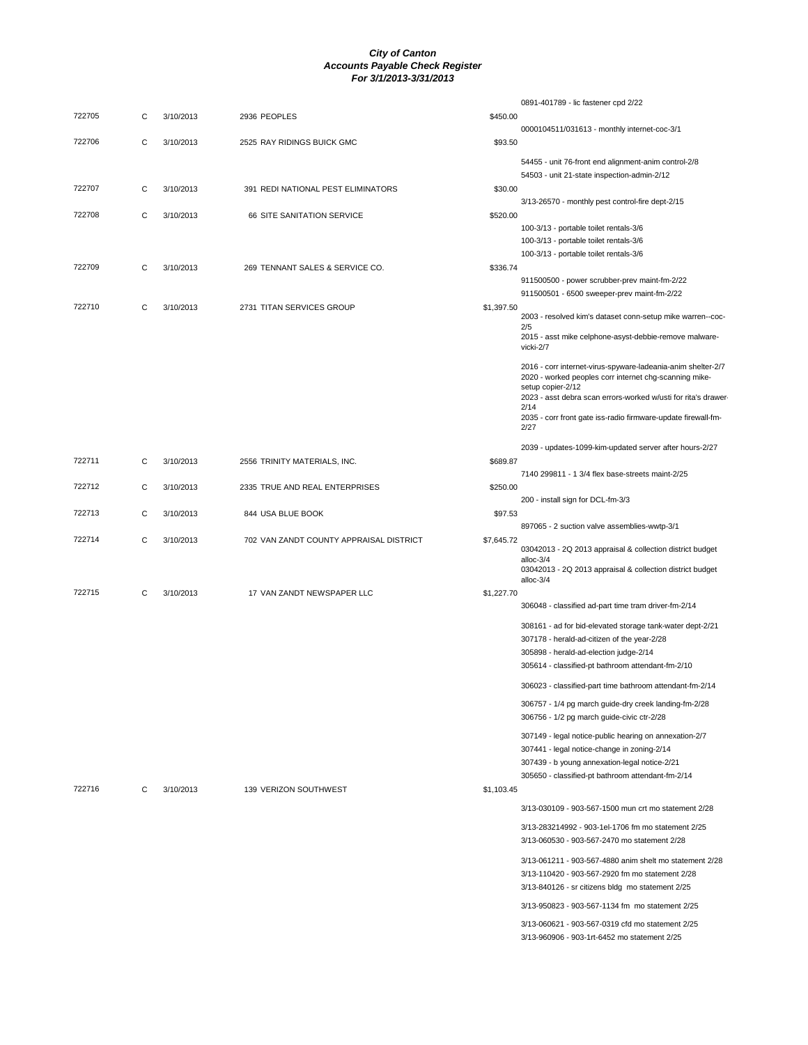# City of Canton
## Accounts Payable Check Register
### For 3/1/2013-3/31/2013

| Check # | Type | Date | Vendor | Amount | Description |
|---|---|---|---|---|---|
| | | | | | 0891-401789 - lic fastener cpd 2/22 |
| 722705 | C | 3/10/2013 | 2936 PEOPLES | $450.00 | |
| | | | | | 0000104511/031613 - monthly internet-coc-3/1 |
| 722706 | C | 3/10/2013 | 2525 RAY RIDINGS BUICK GMC | $93.50 | |
| | | | | | 54455 - unit 76-front end alignment-anim control-2/8 |
| | | | | | 54503 - unit 21-state inspection-admin-2/12 |
| 722707 | C | 3/10/2013 | 391 REDI NATIONAL PEST ELIMINATORS | $30.00 | |
| | | | | | 3/13-26570 - monthly pest control-fire dept-2/15 |
| 722708 | C | 3/10/2013 | 66 SITE SANITATION SERVICE | $520.00 | |
| | | | | | 100-3/13 - portable toilet rentals-3/6 |
| | | | | | 100-3/13 - portable toilet rentals-3/6 |
| | | | | | 100-3/13 - portable toilet rentals-3/6 |
| 722709 | C | 3/10/2013 | 269 TENNANT SALES & SERVICE CO. | $336.74 | |
| | | | | | 911500500 - power scrubber-prev maint-fm-2/22 |
| | | | | | 911500501 - 6500 sweeper-prev maint-fm-2/22 |
| 722710 | C | 3/10/2013 | 2731 TITAN SERVICES GROUP | $1,397.50 | |
| | | | | | 2003 - resolved kim's dataset conn-setup mike warren--coc-2/5 |
| | | | | | 2015 - asst mike celphone-asyst-debbie-remove malware-vicki-2/7 |
| | | | | | 2016 - corr internet-virus-spyware-ladeania-anim shelter-2/7 |
| | | | | | 2020 - worked peoples corr internet chg-scanning mike-setup copier-2/12 |
| | | | | | 2023 - asst debra scan errors-worked w/usti for rita's drawer-2/14 |
| | | | | | 2035 - corr front gate iss-radio firmware-update firewall-fm-2/27 |
| | | | | | 2039 - updates-1099-kim-updated server after hours-2/27 |
| 722711 | C | 3/10/2013 | 2556 TRINITY MATERIALS, INC. | $689.87 | |
| | | | | | 7140 299811 - 1 3/4 flex base-streets maint-2/25 |
| 722712 | C | 3/10/2013 | 2335 TRUE AND REAL ENTERPRISES | $250.00 | |
| | | | | | 200 - install sign for DCL-fm-3/3 |
| 722713 | C | 3/10/2013 | 844 USA BLUE BOOK | $97.53 | |
| | | | | | 897065 - 2 suction valve assemblies-wwtp-3/1 |
| 722714 | C | 3/10/2013 | 702 VAN ZANDT COUNTY APPRAISAL DISTRICT | $7,645.72 | |
| | | | | | 03042013 - 2Q 2013 appraisal & collection district budget alloc-3/4 |
| | | | | | 03042013 - 2Q 2013 appraisal & collection district budget alloc-3/4 |
| 722715 | C | 3/10/2013 | 17 VAN ZANDT NEWSPAPER LLC | $1,227.70 | |
| | | | | | 306048 - classified ad-part time tram driver-fm-2/14 |
| | | | | | 308161 - ad for bid-elevated storage tank-water dept-2/21 |
| | | | | | 307178 - herald-ad-citizen of the year-2/28 |
| | | | | | 305898 - herald-ad-election judge-2/14 |
| | | | | | 305614 - classified-pt bathroom attendant-fm-2/10 |
| | | | | | 306023 - classified-part time bathroom attendant-fm-2/14 |
| | | | | | 306757 - 1/4 pg march guide-dry creek landing-fm-2/28 |
| | | | | | 306756 - 1/2 pg march guide-civic ctr-2/28 |
| | | | | | 307149 - legal notice-public hearing on annexation-2/7 |
| | | | | | 307441 - legal notice-change in zoning-2/14 |
| | | | | | 307439 - b young annexation-legal notice-2/21 |
| | | | | | 305650 - classified-pt bathroom attendant-fm-2/14 |
| 722716 | C | 3/10/2013 | 139 VERIZON SOUTHWEST | $1,103.45 | |
| | | | | | 3/13-030109 - 903-567-1500 mun crt mo statement 2/28 |
| | | | | | 3/13-283214992 - 903-1el-1706 fm mo statement 2/25 |
| | | | | | 3/13-060530 - 903-567-2470 mo statement 2/28 |
| | | | | | 3/13-061211 - 903-567-4880 anim shelt mo statement 2/28 |
| | | | | | 3/13-110420 - 903-567-2920 fm mo statement 2/28 |
| | | | | | 3/13-840126 - sr citizens bldg mo statement 2/25 |
| | | | | | 3/13-950823 - 903-567-1134 fm mo statement 2/25 |
| | | | | | 3/13-060621 - 903-567-0319 cfd mo statement 2/25 |
| | | | | | 3/13-960906 - 903-1rt-6452 mo statement 2/25 |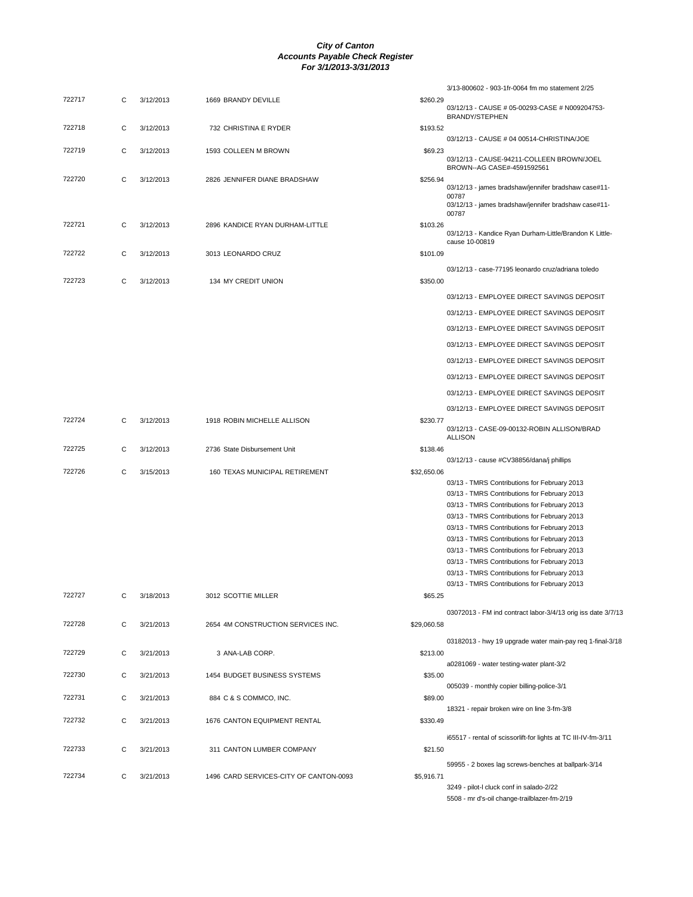# City of Canton
## Accounts Payable Check Register
### For 3/1/2013-3/31/2013

| Check # | Type | Date | Vendor | Amount | Description |
|---|---|---|---|---|---|
| | | | | | 3/13-800602 - 903-1fr-0064 fm mo statement 2/25 |
| 722717 | C | 3/12/2013 | 1669 BRANDY DEVILLE | $260.29 | 03/12/13 - CAUSE # 05-00293-CASE # N009204753-BRANDY/STEPHEN |
| 722718 | C | 3/12/2013 | 732 CHRISTINA E RYDER | $193.52 | 03/12/13 - CAUSE # 04 00514-CHRISTINA/JOE |
| 722719 | C | 3/12/2013 | 1593 COLLEEN M BROWN | $69.23 | 03/12/13 - CAUSE-94211-COLLEEN BROWN/JOEL BROWN--AG CASE#-4591592561 |
| 722720 | C | 3/12/2013 | 2826 JENNIFER DIANE BRADSHAW | $256.94 | 03/12/13 - james bradshaw/jennifer bradshaw case#11-00787 |
| | | | | | 03/12/13 - james bradshaw/jennifer bradshaw case#11-00787 |
| 722721 | C | 3/12/2013 | 2896 KANDICE RYAN DURHAM-LITTLE | $103.26 | 03/12/13 - Kandice Ryan Durham-Little/Brandon K Little-cause 10-00819 |
| 722722 | C | 3/12/2013 | 3013 LEONARDO CRUZ | $101.09 | 03/12/13 - case-77195 leonardo cruz/adriana toledo |
| 722723 | C | 3/12/2013 | 134 MY CREDIT UNION | $350.00 | 03/12/13 - EMPLOYEE DIRECT SAVINGS DEPOSIT |
| | | | | | 03/12/13 - EMPLOYEE DIRECT SAVINGS DEPOSIT |
| | | | | | 03/12/13 - EMPLOYEE DIRECT SAVINGS DEPOSIT |
| | | | | | 03/12/13 - EMPLOYEE DIRECT SAVINGS DEPOSIT |
| | | | | | 03/12/13 - EMPLOYEE DIRECT SAVINGS DEPOSIT |
| | | | | | 03/12/13 - EMPLOYEE DIRECT SAVINGS DEPOSIT |
| | | | | | 03/12/13 - EMPLOYEE DIRECT SAVINGS DEPOSIT |
| | | | | | 03/12/13 - EMPLOYEE DIRECT SAVINGS DEPOSIT |
| 722724 | C | 3/12/2013 | 1918 ROBIN MICHELLE ALLISON | $230.77 | 03/12/13 - CASE-09-00132-ROBIN ALLISON/BRAD ALLISON |
| 722725 | C | 3/12/2013 | 2736 State Disbursement Unit | $138.46 | 03/12/13 - cause #CV38856/dana/j phillips |
| 722726 | C | 3/15/2013 | 160 TEXAS MUNICIPAL RETIREMENT | $32,650.06 | 03/13 - TMRS Contributions for February 2013 |
| | | | | | 03/13 - TMRS Contributions for February 2013 |
| | | | | | 03/13 - TMRS Contributions for February 2013 |
| | | | | | 03/13 - TMRS Contributions for February 2013 |
| | | | | | 03/13 - TMRS Contributions for February 2013 |
| | | | | | 03/13 - TMRS Contributions for February 2013 |
| | | | | | 03/13 - TMRS Contributions for February 2013 |
| | | | | | 03/13 - TMRS Contributions for February 2013 |
| | | | | | 03/13 - TMRS Contributions for February 2013 |
| | | | | | 03/13 - TMRS Contributions for February 2013 |
| 722727 | C | 3/18/2013 | 3012 SCOTTIE MILLER | $65.25 | 03072013 - FM ind contract labor-3/4/13 orig iss date 3/7/13 |
| 722728 | C | 3/21/2013 | 2654 4M CONSTRUCTION SERVICES INC. | $29,060.58 | 03182013 - hwy 19 upgrade water main-pay req 1-final-3/18 |
| 722729 | C | 3/21/2013 | 3 ANA-LAB CORP. | $213.00 | a0281069 - water testing-water plant-3/2 |
| 722730 | C | 3/21/2013 | 1454 BUDGET BUSINESS SYSTEMS | $35.00 | 005039 - monthly copier billing-police-3/1 |
| 722731 | C | 3/21/2013 | 884 C & S COMMCO, INC. | $89.00 | 18321 - repair broken wire on line 3-fm-3/8 |
| 722732 | C | 3/21/2013 | 1676 CANTON EQUIPMENT RENTAL | $330.49 | i65517 - rental of scissorlift-for lights at TC III-IV-fm-3/11 |
| 722733 | C | 3/21/2013 | 311 CANTON LUMBER COMPANY | $21.50 | 59955 - 2 boxes lag screws-benches at ballpark-3/14 |
| 722734 | C | 3/21/2013 | 1496 CARD SERVICES-CITY OF CANTON-0093 | $5,916.71 | 3249 - pilot-l cluck conf in salado-2/22 |
| | | | | | 5508 - mr d's-oil change-trailblazer-fm-2/19 |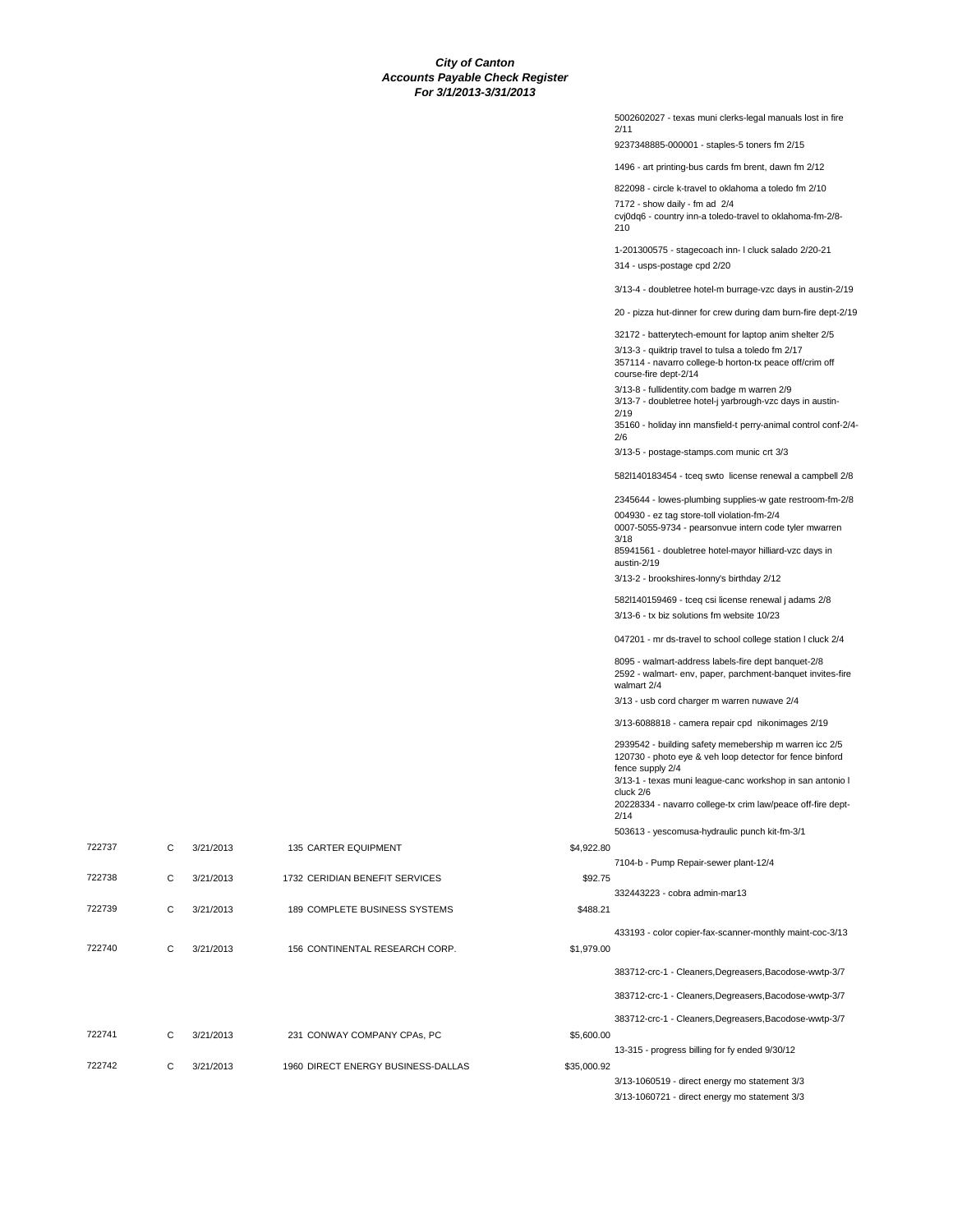**City of Canton**
**Accounts Payable Check Register**
**For 3/1/2013-3/31/2013**

| Check # | Type | Date | Vendor | Amount | Description |
|---|---|---|---|---|---|
| | | | | | 5002602027 - texas muni clerks-legal manuals lost in fire 2/11 |
| | | | | | 9237348885-000001 - staples-5 toners fm 2/15 |
| | | | | | 1496 - art printing-bus cards fm brent, dawn fm 2/12 |
| | | | | | 822098 - circle k-travel to oklahoma a toledo fm 2/10 |
| | | | | | 7172 - show daily - fm ad 2/4 |
| | | | | | cvj0dq6 - country inn-a toledo-travel to oklahoma-fm-2/8-210 |
| | | | | | 1-201300575 - stagecoach inn- l cluck salado 2/20-21 |
| | | | | | 314 - usps-postage cpd 2/20 |
| | | | | | 3/13-4 - doubletree hotel-m burrage-vzc days in austin-2/19 |
| | | | | | 20 - pizza hut-dinner for crew during dam burn-fire dept-2/19 |
| | | | | | 32172 - batterytech-emount for laptop anim shelter 2/5 |
| | | | | | 3/13-3 - quiktrip travel to tulsa a toledo fm 2/17 |
| | | | | | 357114 - navarro college-b horton-tx peace off/crim off course-fire dept-2/14 |
| | | | | | 3/13-8 - fullidentity.com badge m warren 2/9 |
| | | | | | 3/13-7 - doubletree hotel-j yarbrough-vzc days in austin-2/19 |
| | | | | | 35160 - holiday inn mansfield-t perry-animal control conf-2/4-2/6 |
| | | | | | 3/13-5 - postage-stamps.com munic crt 3/3 |
| | | | | | 582l140183454 - tceq swto license renewal a campbell 2/8 |
| | | | | | 2345644 - lowes-plumbing supplies-w gate restroom-fm-2/8 |
| | | | | | 004930 - ez tag store-toll violation-fm-2/4 |
| | | | | | 0007-5055-9734 - pearsonvue intern code tyler mwarren 3/18 |
| | | | | | 85941561 - doubletree hotel-mayor hilliard-vzc days in austin-2/19 |
| | | | | | 3/13-2 - brookshires-lonny's birthday 2/12 |
| | | | | | 582l140159469 - tceq csi license renewal j adams 2/8 |
| | | | | | 3/13-6 - tx biz solutions fm website 10/23 |
| | | | | | 047201 - mr ds-travel to school college station l cluck 2/4 |
| | | | | | 8095 - walmart-address labels-fire dept banquet-2/8 |
| | | | | | 2592 - walmart- env, paper, parchment-banquet invites-fire walmart 2/4 |
| | | | | | 3/13 - usb cord charger m warren nuwave 2/4 |
| | | | | | 3/13-6088818 - camera repair cpd nikonimages 2/19 |
| | | | | | 2939542 - building safety memebership m warren icc 2/5 |
| | | | | | 120730 - photo eye & veh loop detector for fence binford fence supply 2/4 |
| | | | | | 3/13-1 - texas muni league-canc workshop in san antonio l cluck 2/6 |
| | | | | | 20228334 - navarro college-tx crim law/peace off-fire dept-2/14 |
| | | | | | 503613 - yescomusa-hydraulic punch kit-fm-3/1 |
| 722737 | C | 3/21/2013 | 135 CARTER EQUIPMENT | $4,922.80 | |
| | | | | | 7104-b - Pump Repair-sewer plant-12/4 |
| 722738 | C | 3/21/2013 | 1732 CERIDIAN BENEFIT SERVICES | $92.75 | |
| | | | | | 332443223 - cobra admin-mar13 |
| 722739 | C | 3/21/2013 | 189 COMPLETE BUSINESS SYSTEMS | $488.21 | |
| | | | | | 433193 - color copier-fax-scanner-monthly maint-coc-3/13 |
| 722740 | C | 3/21/2013 | 156 CONTINENTAL RESEARCH CORP. | $1,979.00 | |
| | | | | | 383712-crc-1 - Cleaners,Degreasers,Bacodose-wwtp-3/7 |
| | | | | | 383712-crc-1 - Cleaners,Degreasers,Bacodose-wwtp-3/7 |
| | | | | | 383712-crc-1 - Cleaners,Degreasers,Bacodose-wwtp-3/7 |
| 722741 | C | 3/21/2013 | 231 CONWAY COMPANY CPAs, PC | $5,600.00 | |
| | | | | | 13-315 - progress billing for fy ended 9/30/12 |
| 722742 | C | 3/21/2013 | 1960 DIRECT ENERGY BUSINESS-DALLAS | $35,000.92 | |
| | | | | | 3/13-1060519 - direct energy mo statement 3/3 |
| | | | | | 3/13-1060721 - direct energy mo statement 3/3 |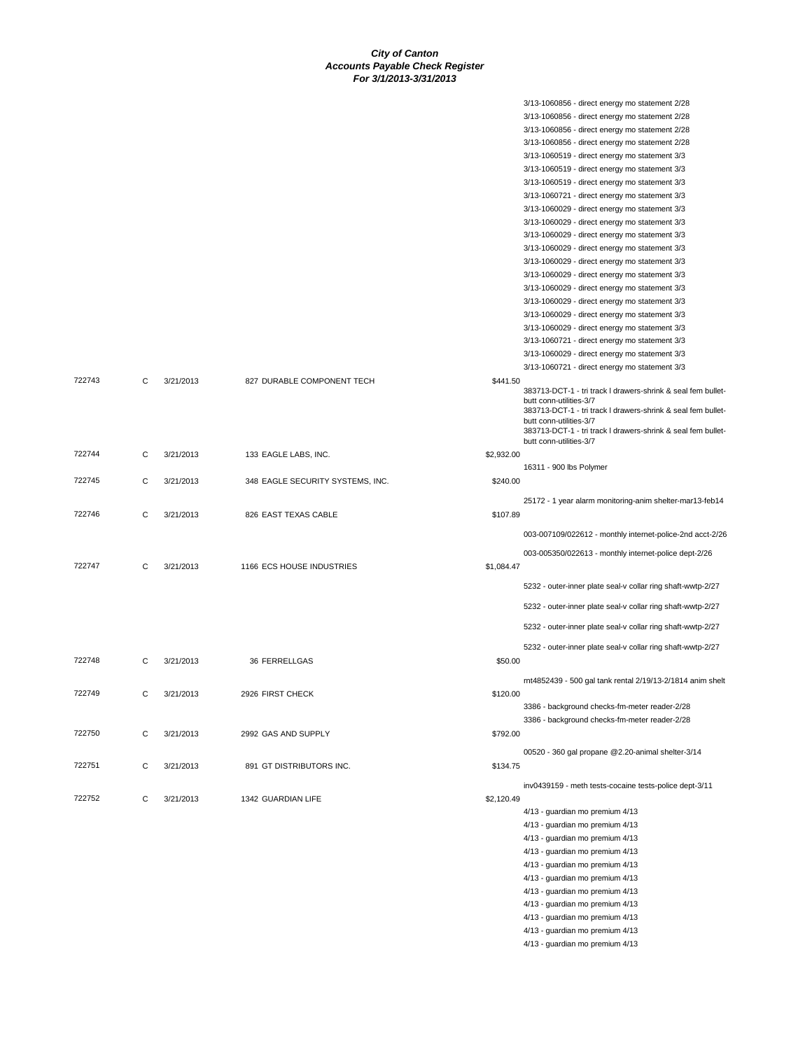**City of Canton**
**Accounts Payable Check Register**
**For 3/1/2013-3/31/2013**

| Check # | Type | Date | Vendor | Amount | Description |
|---|---|---|---|---|---|
| | | | | | 3/13-1060856 - direct energy mo statement 2/28 |
| | | | | | 3/13-1060856 - direct energy mo statement 2/28 |
| | | | | | 3/13-1060856 - direct energy mo statement 2/28 |
| | | | | | 3/13-1060856 - direct energy mo statement 2/28 |
| | | | | | 3/13-1060519 - direct energy mo statement 3/3 |
| | | | | | 3/13-1060519 - direct energy mo statement 3/3 |
| | | | | | 3/13-1060519 - direct energy mo statement 3/3 |
| | | | | | 3/13-1060721 - direct energy mo statement 3/3 |
| | | | | | 3/13-1060029 - direct energy mo statement 3/3 |
| | | | | | 3/13-1060029 - direct energy mo statement 3/3 |
| | | | | | 3/13-1060029 - direct energy mo statement 3/3 |
| | | | | | 3/13-1060029 - direct energy mo statement 3/3 |
| | | | | | 3/13-1060029 - direct energy mo statement 3/3 |
| | | | | | 3/13-1060029 - direct energy mo statement 3/3 |
| | | | | | 3/13-1060029 - direct energy mo statement 3/3 |
| | | | | | 3/13-1060029 - direct energy mo statement 3/3 |
| | | | | | 3/13-1060029 - direct energy mo statement 3/3 |
| | | | | | 3/13-1060029 - direct energy mo statement 3/3 |
| | | | | | 3/13-1060721 - direct energy mo statement 3/3 |
| | | | | | 3/13-1060029 - direct energy mo statement 3/3 |
| | | | | | 3/13-1060721 - direct energy mo statement 3/3 |
| 722743 | C | 3/21/2013 | 827 DURABLE COMPONENT TECH | $441.50 | |
| | | | | | 383713-DCT-1 - tri track l drawers-shrink & seal fem bullet-butt conn-utilities-3/7 |
| | | | | | 383713-DCT-1 - tri track l drawers-shrink & seal fem bullet-butt conn-utilities-3/7 |
| | | | | | 383713-DCT-1 - tri track l drawers-shrink & seal fem bullet-butt conn-utilities-3/7 |
| 722744 | C | 3/21/2013 | 133 EAGLE LABS, INC. | $2,932.00 | |
| | | | | | 16311 - 900 lbs Polymer |
| 722745 | C | 3/21/2013 | 348 EAGLE SECURITY SYSTEMS, INC. | $240.00 | |
| | | | | | 25172 - 1 year alarm monitoring-anim shelter-mar13-feb14 |
| 722746 | C | 3/21/2013 | 826 EAST TEXAS CABLE | $107.89 | |
| | | | | | 003-007109/022612 - monthly internet-police-2nd acct-2/26 |
| | | | | | 003-005350/022613 - monthly internet-police dept-2/26 |
| 722747 | C | 3/21/2013 | 1166 ECS HOUSE INDUSTRIES | $1,084.47 | |
| | | | | | 5232 - outer-inner plate seal-v collar ring shaft-wwtp-2/27 |
| | | | | | 5232 - outer-inner plate seal-v collar ring shaft-wwtp-2/27 |
| | | | | | 5232 - outer-inner plate seal-v collar ring shaft-wwtp-2/27 |
| | | | | | 5232 - outer-inner plate seal-v collar ring shaft-wwtp-2/27 |
| 722748 | C | 3/21/2013 | 36 FERRELLGAS | $50.00 | |
| | | | | | rnt4852439 - 500 gal tank rental 2/19/13-2/1814 anim shelt |
| 722749 | C | 3/21/2013 | 2926 FIRST CHECK | $120.00 | |
| | | | | | 3386 - background checks-fm-meter reader-2/28 |
| | | | | | 3386 - background checks-fm-meter reader-2/28 |
| 722750 | C | 3/21/2013 | 2992 GAS AND SUPPLY | $792.00 | |
| | | | | | 00520 - 360 gal propane @2.20-animal shelter-3/14 |
| 722751 | C | 3/21/2013 | 891 GT DISTRIBUTORS INC. | $134.75 | |
| | | | | | inv0439159 - meth tests-cocaine tests-police dept-3/11 |
| 722752 | C | 3/21/2013 | 1342 GUARDIAN LIFE | $2,120.49 | |
| | | | | | 4/13 - guardian mo premium 4/13 |
| | | | | | 4/13 - guardian mo premium 4/13 |
| | | | | | 4/13 - guardian mo premium 4/13 |
| | | | | | 4/13 - guardian mo premium 4/13 |
| | | | | | 4/13 - guardian mo premium 4/13 |
| | | | | | 4/13 - guardian mo premium 4/13 |
| | | | | | 4/13 - guardian mo premium 4/13 |
| | | | | | 4/13 - guardian mo premium 4/13 |
| | | | | | 4/13 - guardian mo premium 4/13 |
| | | | | | 4/13 - guardian mo premium 4/13 |
| | | | | | 4/13 - guardian mo premium 4/13 |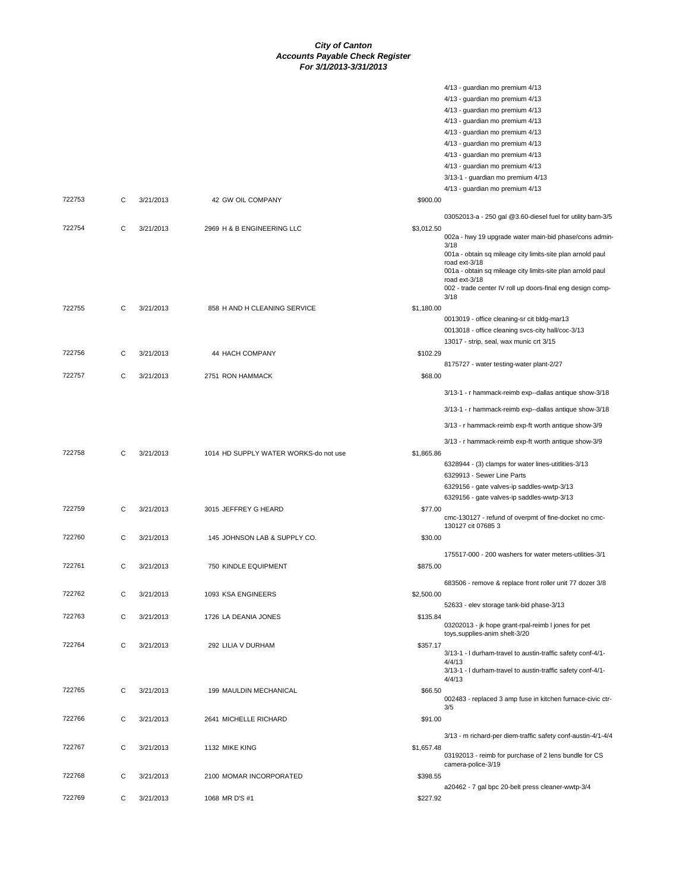# City of Canton
## Accounts Payable Check Register
### For 3/1/2013-3/31/2013

| Check | Type | Date | Vendor | Amount | Description |
|---|---|---|---|---|---|
| | | | | | 4/13 - guardian mo premium 4/13 |
| | | | | | 4/13 - guardian mo premium 4/13 |
| | | | | | 4/13 - guardian mo premium 4/13 |
| | | | | | 4/13 - guardian mo premium 4/13 |
| | | | | | 4/13 - guardian mo premium 4/13 |
| | | | | | 4/13 - guardian mo premium 4/13 |
| | | | | | 4/13 - guardian mo premium 4/13 |
| | | | | | 4/13 - guardian mo premium 4/13 |
| | | | | | 3/13-1 - guardian mo premium 4/13 |
| | | | | | 4/13 - guardian mo premium 4/13 |
| 722753 | C | 3/21/2013 | 42 GW OIL COMPANY | $900.00 | |
| | | | | | 03052013-a - 250 gal @3.60-diesel fuel for utility barn-3/5 |
| 722754 | C | 3/21/2013 | 2969 H & B ENGINEERING LLC | $3,012.50 | |
| | | | | | 002a - hwy 19 upgrade water main-bid phase/cons admin-3/18 |
| | | | | | 001a - obtain sq mileage city limits-site plan arnold paul road ext-3/18 |
| | | | | | 001a - obtain sq mileage city limits-site plan arnold paul road ext-3/18 |
| | | | | | 002 - trade center IV roll up doors-final eng design comp-3/18 |
| 722755 | C | 3/21/2013 | 858 H AND H CLEANING SERVICE | $1,180.00 | |
| | | | | | 0013019 - office cleaning-sr cit bldg-mar13 |
| | | | | | 0013018 - office cleaning svcs-city hall/coc-3/13 |
| | | | | | 13017 - strip, seal, wax munic crt 3/15 |
| 722756 | C | 3/21/2013 | 44 HACH COMPANY | $102.29 | |
| | | | | | 8175727 - water testing-water plant-2/27 |
| 722757 | C | 3/21/2013 | 2751 RON HAMMACK | $68.00 | |
| | | | | | 3/13-1 - r hammack-reimb exp--dallas antique show-3/18 |
| | | | | | 3/13-1 - r hammack-reimb exp--dallas antique show-3/18 |
| | | | | | 3/13 - r hammack-reimb exp-ft worth antique show-3/9 |
| | | | | | 3/13 - r hammack-reimb exp-ft worth antique show-3/9 |
| 722758 | C | 3/21/2013 | 1014 HD SUPPLY WATER WORKS-do not use | $1,865.86 | |
| | | | | | 6328944 - (3) clamps for water lines-utitlities-3/13 |
| | | | | | 6329913 - Sewer Line Parts |
| | | | | | 6329156 - gate valves-ip saddles-wwtp-3/13 |
| | | | | | 6329156 - gate valves-ip saddles-wwtp-3/13 |
| 722759 | C | 3/21/2013 | 3015 JEFFREY G HEARD | $77.00 | |
| | | | | | cmc-130127 - refund of overpmt of fine-docket no cmc-130127 cit 07685 3 |
| 722760 | C | 3/21/2013 | 145 JOHNSON LAB & SUPPLY CO. | $30.00 | |
| | | | | | 175517-000 - 200 washers for water meters-utilities-3/1 |
| 722761 | C | 3/21/2013 | 750 KINDLE EQUIPMENT | $875.00 | |
| | | | | | 683506 - remove & replace front roller unit 77 dozer 3/8 |
| 722762 | C | 3/21/2013 | 1093 KSA ENGINEERS | $2,500.00 | |
| | | | | | 52633 - elev storage tank-bid phase-3/13 |
| 722763 | C | 3/21/2013 | 1726 LA DEANIA JONES | $135.84 | |
| | | | | | 03202013 - jk hope grant-rpal-reimb l jones for pet toys,supplies-anim shelt-3/20 |
| 722764 | C | 3/21/2013 | 292 LILIA V DURHAM | $357.17 | |
| | | | | | 3/13-1 - l durham-travel to austin-traffic safety conf-4/1-4/4/13 |
| | | | | | 3/13-1 - l durham-travel to austin-traffic safety conf-4/1-4/4/13 |
| 722765 | C | 3/21/2013 | 199 MAULDIN MECHANICAL | $66.50 | |
| | | | | | 002483 - replaced 3 amp fuse in kitchen furnace-civic ctr-3/5 |
| 722766 | C | 3/21/2013 | 2641 MICHELLE RICHARD | $91.00 | |
| | | | | | 3/13 - m richard-per diem-traffic safety conf-austin-4/1-4/4 |
| 722767 | C | 3/21/2013 | 1132 MIKE KING | $1,657.48 | |
| | | | | | 03192013 - reimb for purchase of 2 lens bundle for CS camera-police-3/19 |
| 722768 | C | 3/21/2013 | 2100 MOMAR INCORPORATED | $398.55 | |
| | | | | | a20462 - 7 gal bpc 20-belt press cleaner-wwtp-3/4 |
| 722769 | C | 3/21/2013 | 1068 MR D'S #1 | $227.92 | |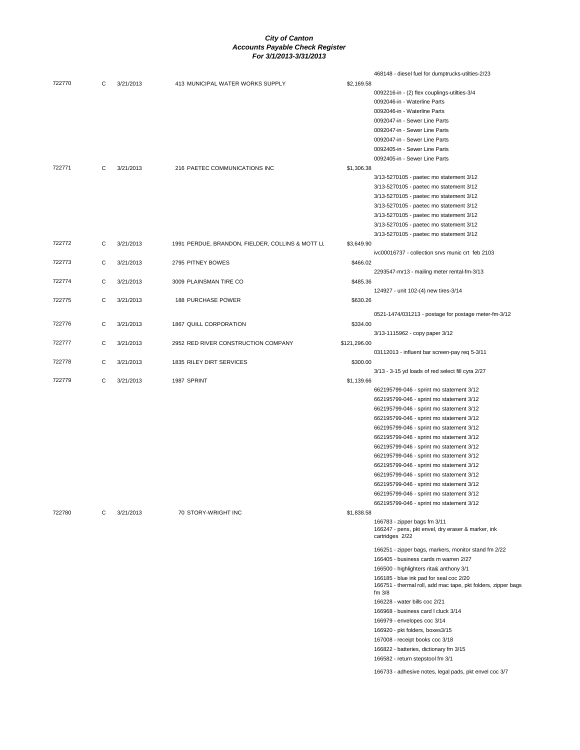**City of Canton**
**Accounts Payable Check Register**
**For 3/1/2013-3/31/2013**

| Check # | Type | Date | Vendor | Amount | Description |
|---|---|---|---|---|---|
| | | | | | 468148 - diesel fuel for dumptrucks-utilties-2/23 |
| 722770 | C | 3/21/2013 | 413 MUNICIPAL WATER WORKS SUPPLY | $2,169.58 | |
| | | | | | 0092216-in - (2) flex couplings-utilties-3/4 |
| | | | | | 0092046-in - Waterline Parts |
| | | | | | 0092046-in - Waterline Parts |
| | | | | | 0092047-in - Sewer Line Parts |
| | | | | | 0092047-in - Sewer Line Parts |
| | | | | | 0092047-in - Sewer Line Parts |
| | | | | | 0092405-in - Sewer Line Parts |
| | | | | | 0092405-in - Sewer Line Parts |
| 722771 | C | 3/21/2013 | 216 PAETEC COMMUNICATIONS INC | $1,306.38 | |
| | | | | | 3/13-5270105 - paetec mo statement 3/12 |
| | | | | | 3/13-5270105 - paetec mo statement 3/12 |
| | | | | | 3/13-5270105 - paetec mo statement 3/12 |
| | | | | | 3/13-5270105 - paetec mo statement 3/12 |
| | | | | | 3/13-5270105 - paetec mo statement 3/12 |
| | | | | | 3/13-5270105 - paetec mo statement 3/12 |
| | | | | | 3/13-5270105 - paetec mo statement 3/12 |
| 722772 | C | 3/21/2013 | 1991 PERDUE, BRANDON, FIELDER, COLLINS & MOTT LL | $3,649.90 | |
| | | | | | ivc00016737 - collection srvs munic crt feb 2103 |
| 722773 | C | 3/21/2013 | 2795 PITNEY BOWES | $466.02 | |
| | | | | | 2293547-mr13 - mailing meter rental-fm-3/13 |
| 722774 | C | 3/21/2013 | 3009 PLAINSMAN TIRE CO | $485.36 | |
| | | | | | 124927 - unit 102-(4) new tires-3/14 |
| 722775 | C | 3/21/2013 | 188 PURCHASE POWER | $630.26 | |
| | | | | | 0521-1474/031213 - postage for postage meter-fm-3/12 |
| 722776 | C | 3/21/2013 | 1867 QUILL CORPORATION | $334.00 | |
| | | | | | 3/13-1115962 - copy paper 3/12 |
| 722777 | C | 3/21/2013 | 2952 RED RIVER CONSTRUCTION COMPANY | $121,296.00 | |
| | | | | | 03112013 - influent bar screen-pay req 5-3/11 |
| 722778 | C | 3/21/2013 | 1835 RILEY DIRT SERVICES | $300.00 | |
| | | | | | 3/13 - 3-15 yd loads of red select fill cyra 2/27 |
| 722779 | C | 3/21/2013 | 1987 SPRINT | $1,139.66 | |
| | | | | | 662195799-046 - sprint mo statement 3/12 |
| | | | | | 662195799-046 - sprint mo statement 3/12 |
| | | | | | 662195799-046 - sprint mo statement 3/12 |
| | | | | | 662195799-046 - sprint mo statement 3/12 |
| | | | | | 662195799-046 - sprint mo statement 3/12 |
| | | | | | 662195799-046 - sprint mo statement 3/12 |
| | | | | | 662195799-046 - sprint mo statement 3/12 |
| | | | | | 662195799-046 - sprint mo statement 3/12 |
| | | | | | 662195799-046 - sprint mo statement 3/12 |
| | | | | | 662195799-046 - sprint mo statement 3/12 |
| | | | | | 662195799-046 - sprint mo statement 3/12 |
| | | | | | 662195799-046 - sprint mo statement 3/12 |
| | | | | | 662195799-046 - sprint mo statement 3/12 |
| 722780 | C | 3/21/2013 | 70 STORY-WRIGHT INC | $1,838.58 | |
| | | | | | 166783 - zipper bags fm 3/11 |
| | | | | | 166247 - pens, pkt envel, dry eraser & marker, ink cartridges 2/22 |
| | | | | | 166251 - zipper bags, markers, monitor stand fm 2/22 |
| | | | | | 166405 - business cards m warren 2/27 |
| | | | | | 166500 - highlighters rita& anthony 3/1 |
| | | | | | 166185 - blue ink pad for seal coc 2/20 |
| | | | | | 166751 - thermal roll, add mac tape, pkt folders, zipper bags fm 3/8 |
| | | | | | 166228 - water bills coc 2/21 |
| | | | | | 166968 - business card l cluck 3/14 |
| | | | | | 166979 - envelopes coc 3/14 |
| | | | | | 166920 - pkt folders, boxes3/15 |
| | | | | | 167008 - receipt books coc 3/18 |
| | | | | | 166822 - batteries, dictionary fm 3/15 |
| | | | | | 166582 - return stepstool fm 3/1 |
| | | | | | 166733 - adhesive notes, legal pads, pkt envel coc 3/7 |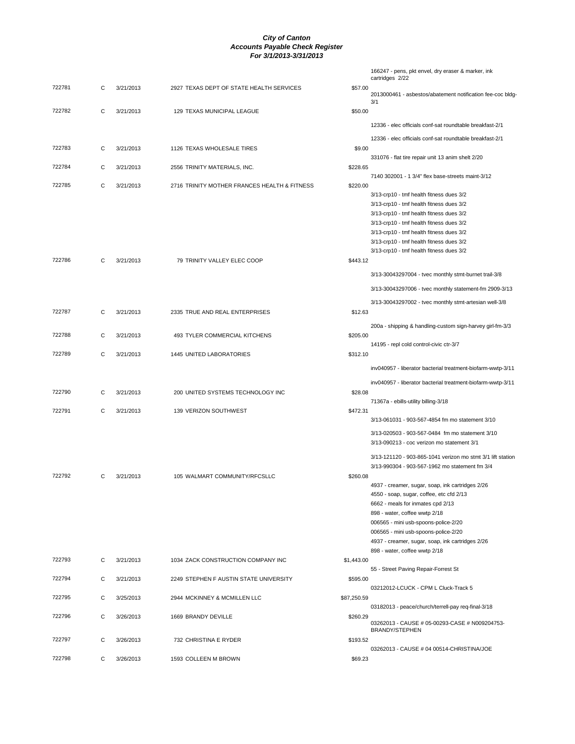# City of Canton
## Accounts Payable Check Register
### For 3/1/2013-3/31/2013

| Check # | Type | Date | Vendor | Amount | Description |
|---|---|---|---|---|---|
| | | | | | 166247 - pens, pkt envel, dry eraser & marker, ink cartridges 2/22 |
| 722781 | C | 3/21/2013 | 2927 TEXAS DEPT OF STATE HEALTH SERVICES | $57.00 | |
| | | | | | 2013000461 - asbestos/abatement notification fee-coc bldg-3/1 |
| 722782 | C | 3/21/2013 | 129 TEXAS MUNICIPAL LEAGUE | $50.00 | |
| | | | | | 12336 - elec officials conf-sat roundtable breakfast-2/1 |
| | | | | | 12336 - elec officials conf-sat roundtable breakfast-2/1 |
| 722783 | C | 3/21/2013 | 1126 TEXAS WHOLESALE TIRES | $9.00 | |
| | | | | | 331076 - flat tire repair unit 13 anim shelt 2/20 |
| 722784 | C | 3/21/2013 | 2556 TRINITY MATERIALS, INC. | $228.65 | |
| | | | | | 7140 302001 - 1 3/4" flex base-streets maint-3/12 |
| 722785 | C | 3/21/2013 | 2716 TRINITY MOTHER FRANCES HEALTH & FITNESS | $220.00 | |
| | | | | | 3/13-crp10 - tmf health fitness dues 3/2 |
| | | | | | 3/13-crp10 - tmf health fitness dues 3/2 |
| | | | | | 3/13-crp10 - tmf health fitness dues 3/2 |
| | | | | | 3/13-crp10 - tmf health fitness dues 3/2 |
| | | | | | 3/13-crp10 - tmf health fitness dues 3/2 |
| | | | | | 3/13-crp10 - tmf health fitness dues 3/2 |
| | | | | | 3/13-crp10 - tmf health fitness dues 3/2 |
| 722786 | C | 3/21/2013 | 79 TRINITY VALLEY ELEC COOP | $443.12 | |
| | | | | | 3/13-30043297004 - tvec monthly stmt-burnet trail-3/8 |
| | | | | | 3/13-30043297006 - tvec monthly statement-fm 2909-3/13 |
| | | | | | 3/13-30043297002 - tvec monthly stmt-artesian well-3/8 |
| 722787 | C | 3/21/2013 | 2335 TRUE AND REAL ENTERPRISES | $12.63 | |
| | | | | | 200a - shipping & handling-custom sign-harvey girl-fm-3/3 |
| 722788 | C | 3/21/2013 | 493 TYLER COMMERCIAL KITCHENS | $205.00 | |
| | | | | | 14195 - repl cold control-civic ctr-3/7 |
| 722789 | C | 3/21/2013 | 1445 UNITED LABORATORIES | $312.10 | |
| | | | | | inv040957 - liberator bacterial treatment-biofarm-wwtp-3/11 |
| | | | | | inv040957 - liberator bacterial treatment-biofarm-wwtp-3/11 |
| 722790 | C | 3/21/2013 | 200 UNITED SYSTEMS TECHNOLOGY INC | $28.08 | |
| | | | | | 71367a - ebills-utility billing-3/18 |
| 722791 | C | 3/21/2013 | 139 VERIZON SOUTHWEST | $472.31 | |
| | | | | | 3/13-061031 - 903-567-4854 fm mo statement 3/10 |
| | | | | | 3/13-020503 - 903-567-0484 fm mo statement 3/10 |
| | | | | | 3/13-090213 - coc verizon mo statement 3/1 |
| | | | | | 3/13-121120 - 903-865-1041 verizon mo stmt 3/1 lift station |
| | | | | | 3/13-990304 - 903-567-1962 mo statement fm 3/4 |
| 722792 | C | 3/21/2013 | 105 WALMART COMMUNITY/RFCSLLC | $260.08 | |
| | | | | | 4937 - creamer, sugar, soap, ink cartridges 2/26 |
| | | | | | 4550 - soap, sugar, coffee, etc cfd 2/13 |
| | | | | | 6662 - meals for inmates cpd 2/13 |
| | | | | | 898 - water, coffee wwtp 2/18 |
| | | | | | 006565 - mini usb-spoons-police-2/20 |
| | | | | | 006565 - mini usb-spoons-police-2/20 |
| | | | | | 4937 - creamer, sugar, soap, ink cartridges 2/26 |
| | | | | | 898 - water, coffee wwtp 2/18 |
| 722793 | C | 3/21/2013 | 1034 ZACK CONSTRUCTION COMPANY INC | $1,443.00 | |
| | | | | | 55 - Street Paving Repair-Forrest St |
| 722794 | C | 3/21/2013 | 2249 STEPHEN F AUSTIN STATE UNIVERSITY | $595.00 | |
| | | | | | 03212012-LCUCK - CPM L Cluck-Track 5 |
| 722795 | C | 3/25/2013 | 2944 MCKINNEY & MCMILLEN LLC | $87,250.59 | |
| | | | | | 03182013 - peace/church/terrell-pay req-final-3/18 |
| 722796 | C | 3/26/2013 | 1669 BRANDY DEVILLE | $260.29 | |
| | | | | | 03262013 - CAUSE # 05-00293-CASE # N009204753-BRANDY/STEPHEN |
| 722797 | C | 3/26/2013 | 732 CHRISTINA E RYDER | $193.52 | |
| | | | | | 03262013 - CAUSE # 04 00514-CHRISTINA/JOE |
| 722798 | C | 3/26/2013 | 1593 COLLEEN M BROWN | $69.23 | |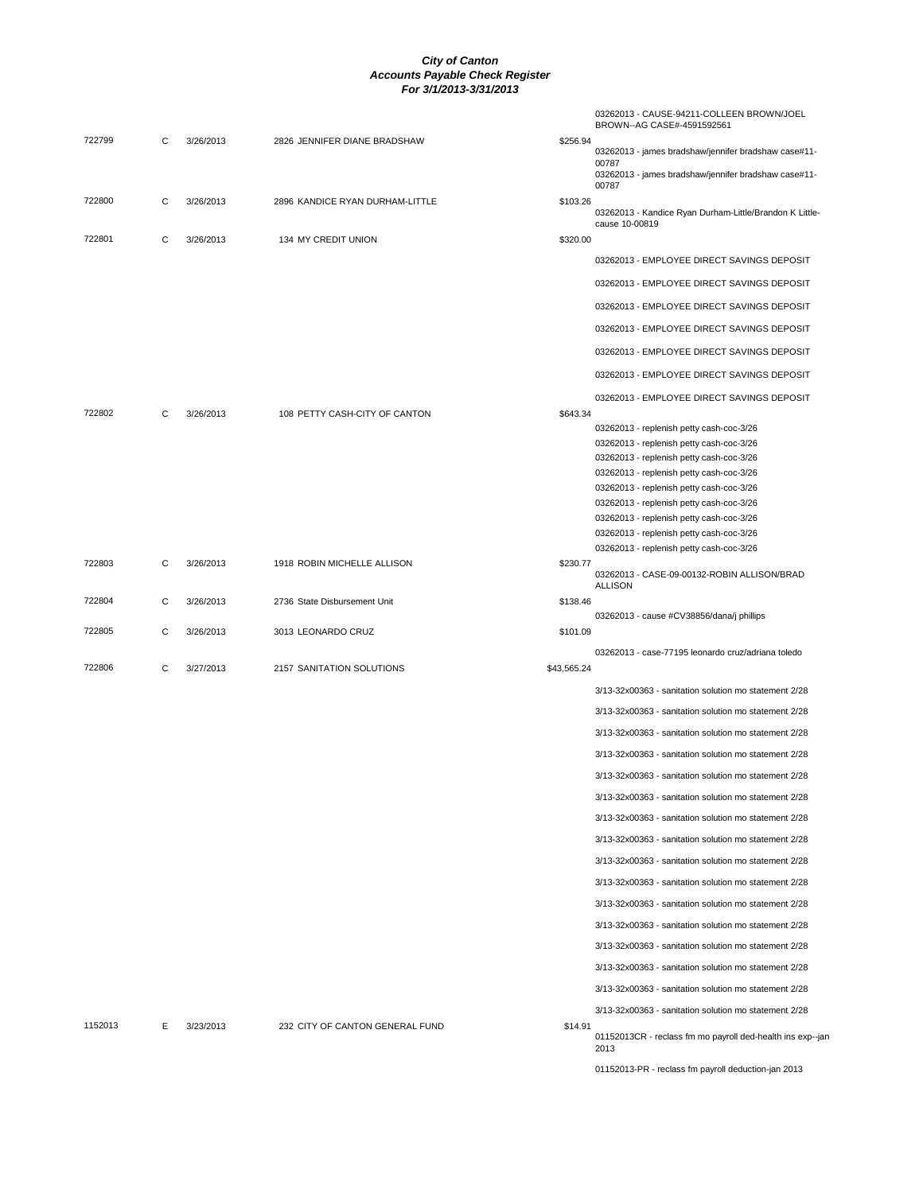# City of Canton
## Accounts Payable Check Register
### For 3/1/2013-3/31/2013

| Check # | Type | Date | Vendor | Amount | Description |
|---|---|---|---|---|---|
| | | | | | 03262013 - CAUSE-94211-COLLEEN BROWN/JOEL BROWN--AG CASE#-4591592561 |
| 722799 | C | 3/26/2013 | 2826 JENNIFER DIANE BRADSHAW | $256.94 | |
| | | | | | 03262013 - james bradshaw/jennifer bradshaw case#11-00787 |
| | | | | | 03262013 - james bradshaw/jennifer bradshaw case#11-00787 |
| 722800 | C | 3/26/2013 | 2896 KANDICE RYAN DURHAM-LITTLE | $103.26 | |
| | | | | | 03262013 - Kandice Ryan Durham-Little/Brandon K Little-cause 10-00819 |
| 722801 | C | 3/26/2013 | 134 MY CREDIT UNION | $320.00 | |
| | | | | | 03262013 - EMPLOYEE DIRECT SAVINGS DEPOSIT |
| | | | | | 03262013 - EMPLOYEE DIRECT SAVINGS DEPOSIT |
| | | | | | 03262013 - EMPLOYEE DIRECT SAVINGS DEPOSIT |
| | | | | | 03262013 - EMPLOYEE DIRECT SAVINGS DEPOSIT |
| | | | | | 03262013 - EMPLOYEE DIRECT SAVINGS DEPOSIT |
| | | | | | 03262013 - EMPLOYEE DIRECT SAVINGS DEPOSIT |
| | | | | | 03262013 - EMPLOYEE DIRECT SAVINGS DEPOSIT |
| 722802 | C | 3/26/2013 | 108 PETTY CASH-CITY OF CANTON | $643.34 | |
| | | | | | 03262013 - replenish petty cash-coc-3/26 |
| | | | | | 03262013 - replenish petty cash-coc-3/26 |
| | | | | | 03262013 - replenish petty cash-coc-3/26 |
| | | | | | 03262013 - replenish petty cash-coc-3/26 |
| | | | | | 03262013 - replenish petty cash-coc-3/26 |
| | | | | | 03262013 - replenish petty cash-coc-3/26 |
| | | | | | 03262013 - replenish petty cash-coc-3/26 |
| | | | | | 03262013 - replenish petty cash-coc-3/26 |
| | | | | | 03262013 - replenish petty cash-coc-3/26 |
| 722803 | C | 3/26/2013 | 1918 ROBIN MICHELLE ALLISON | $230.77 | |
| | | | | | 03262013 - CASE-09-00132-ROBIN ALLISON/BRAD ALLISON |
| 722804 | C | 3/26/2013 | 2736 State Disbursement Unit | $138.46 | |
| | | | | | 03262013 - cause #CV38856/dana/j phillips |
| 722805 | C | 3/26/2013 | 3013 LEONARDO CRUZ | $101.09 | |
| | | | | | 03262013 - case-77195 leonardo cruz/adriana toledo |
| 722806 | C | 3/27/2013 | 2157 SANITATION SOLUTIONS | $43,565.24 | |
| | | | | | 3/13-32x00363 - sanitation solution mo statement 2/28 |
| | | | | | 3/13-32x00363 - sanitation solution mo statement 2/28 |
| | | | | | 3/13-32x00363 - sanitation solution mo statement 2/28 |
| | | | | | 3/13-32x00363 - sanitation solution mo statement 2/28 |
| | | | | | 3/13-32x00363 - sanitation solution mo statement 2/28 |
| | | | | | 3/13-32x00363 - sanitation solution mo statement 2/28 |
| | | | | | 3/13-32x00363 - sanitation solution mo statement 2/28 |
| | | | | | 3/13-32x00363 - sanitation solution mo statement 2/28 |
| | | | | | 3/13-32x00363 - sanitation solution mo statement 2/28 |
| | | | | | 3/13-32x00363 - sanitation solution mo statement 2/28 |
| | | | | | 3/13-32x00363 - sanitation solution mo statement 2/28 |
| | | | | | 3/13-32x00363 - sanitation solution mo statement 2/28 |
| | | | | | 3/13-32x00363 - sanitation solution mo statement 2/28 |
| | | | | | 3/13-32x00363 - sanitation solution mo statement 2/28 |
| | | | | | 3/13-32x00363 - sanitation solution mo statement 2/28 |
| | | | | | 3/13-32x00363 - sanitation solution mo statement 2/28 |
| 1152013 | E | 3/23/2013 | 232 CITY OF CANTON GENERAL FUND | $14.91 | |
| | | | | | 01152013CR - reclass fm mo payroll ded-health ins exp--jan 2013 |
| | | | | | 01152013-PR - reclass fm payroll deduction-jan 2013 |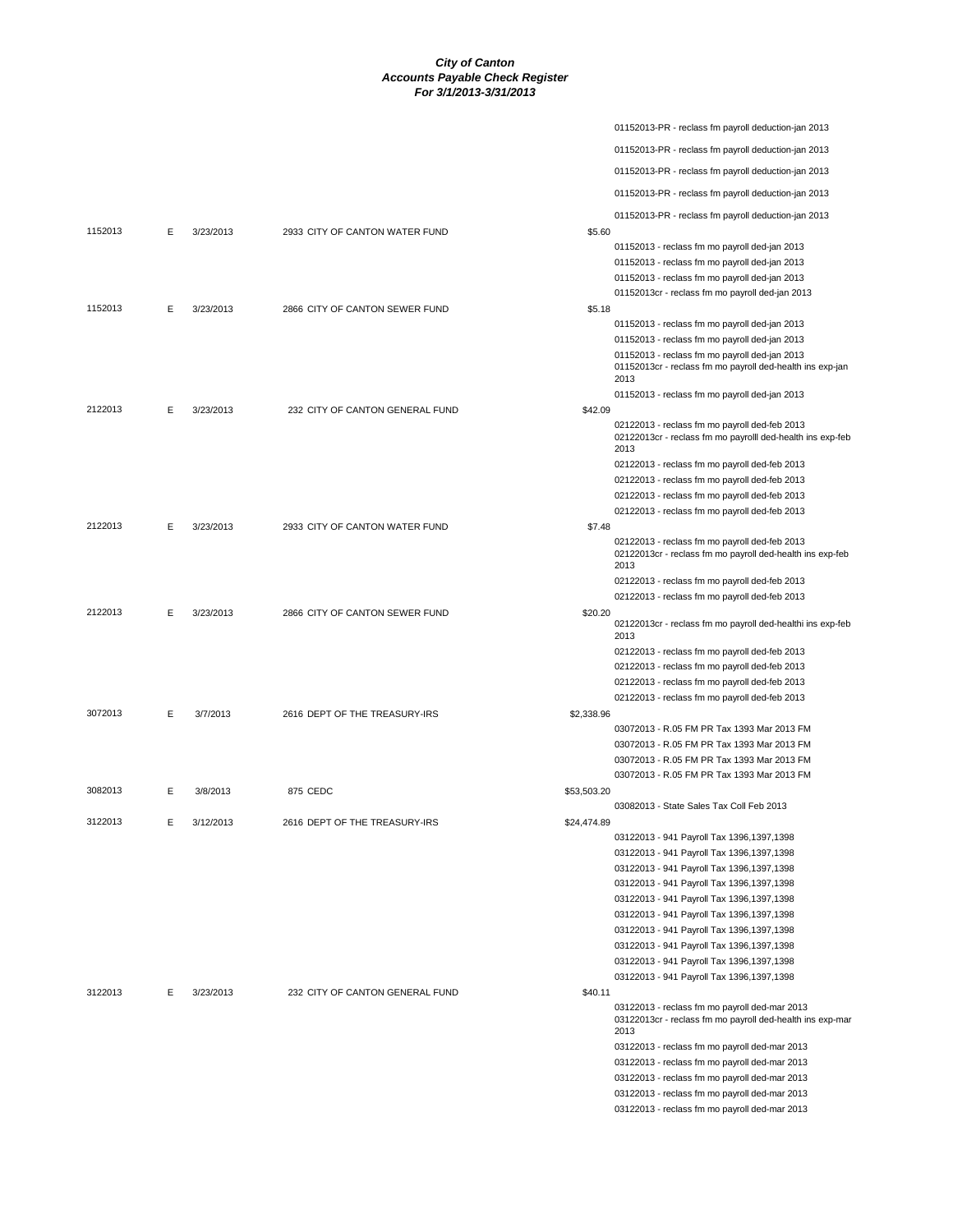# City of Canton
## Accounts Payable Check Register
### For 3/1/2013-3/31/2013

| Check | Type | Date | Vendor | Amount | Description |
|---|---|---|---|---|---|
| | | | | | 01152013-PR - reclass fm payroll deduction-jan 2013 |
| | | | | | 01152013-PR - reclass fm payroll deduction-jan 2013 |
| | | | | | 01152013-PR - reclass fm payroll deduction-jan 2013 |
| | | | | | 01152013-PR - reclass fm payroll deduction-jan 2013 |
| | | | | | 01152013-PR - reclass fm payroll deduction-jan 2013 |
| 1152013 | E | 3/23/2013 | 2933 CITY OF CANTON WATER FUND | $5.60 | |
| | | | | | 01152013 - reclass fm mo payroll ded-jan 2013 |
| | | | | | 01152013 - reclass fm mo payroll ded-jan 2013 |
| | | | | | 01152013 - reclass fm mo payroll ded-jan 2013 |
| | | | | | 01152013cr - reclass fm mo payroll ded-jan 2013 |
| 1152013 | E | 3/23/2013 | 2866 CITY OF CANTON SEWER FUND | $5.18 | |
| | | | | | 01152013 - reclass fm mo payroll ded-jan 2013 |
| | | | | | 01152013 - reclass fm mo payroll ded-jan 2013 |
| | | | | | 01152013 - reclass fm mo payroll ded-jan 2013 |
| | | | | | 01152013cr - reclass fm mo payroll ded-health ins exp-jan 2013 |
| | | | | | 01152013 - reclass fm mo payroll ded-jan 2013 |
| 2122013 | E | 3/23/2013 | 232 CITY OF CANTON GENERAL FUND | $42.09 | |
| | | | | | 02122013 - reclass fm mo payroll ded-feb 2013 |
| | | | | | 02122013cr - reclass fm mo payrolll ded-health ins exp-feb 2013 |
| | | | | | 02122013 - reclass fm mo payroll ded-feb 2013 |
| | | | | | 02122013 - reclass fm mo payroll ded-feb 2013 |
| | | | | | 02122013 - reclass fm mo payroll ded-feb 2013 |
| | | | | | 02122013 - reclass fm mo payroll ded-feb 2013 |
| 2122013 | E | 3/23/2013 | 2933 CITY OF CANTON WATER FUND | $7.48 | |
| | | | | | 02122013 - reclass fm mo payroll ded-feb 2013 |
| | | | | | 02122013cr - reclass fm mo payroll ded-health ins exp-feb 2013 |
| | | | | | 02122013 - reclass fm mo payroll ded-feb 2013 |
| | | | | | 02122013 - reclass fm mo payroll ded-feb 2013 |
| 2122013 | E | 3/23/2013 | 2866 CITY OF CANTON SEWER FUND | $20.20 | |
| | | | | | 02122013cr - reclass fm mo payroll ded-healthi ins exp-feb 2013 |
| | | | | | 02122013 - reclass fm mo payroll ded-feb 2013 |
| | | | | | 02122013 - reclass fm mo payroll ded-feb 2013 |
| | | | | | 02122013 - reclass fm mo payroll ded-feb 2013 |
| | | | | | 02122013 - reclass fm mo payroll ded-feb 2013 |
| 3072013 | E | 3/7/2013 | 2616 DEPT OF THE TREASURY-IRS | $2,338.96 | |
| | | | | | 03072013 - R.05 FM PR Tax 1393 Mar 2013 FM |
| | | | | | 03072013 - R.05 FM PR Tax 1393 Mar 2013 FM |
| | | | | | 03072013 - R.05 FM PR Tax 1393 Mar 2013 FM |
| | | | | | 03072013 - R.05 FM PR Tax 1393 Mar 2013 FM |
| 3082013 | E | 3/8/2013 | 875 CEDC | $53,503.20 | |
| | | | | | 03082013 - State Sales Tax Coll Feb 2013 |
| 3122013 | E | 3/12/2013 | 2616 DEPT OF THE TREASURY-IRS | $24,474.89 | |
| | | | | | 03122013 - 941 Payroll Tax 1396,1397,1398 |
| | | | | | 03122013 - 941 Payroll Tax 1396,1397,1398 |
| | | | | | 03122013 - 941 Payroll Tax 1396,1397,1398 |
| | | | | | 03122013 - 941 Payroll Tax 1396,1397,1398 |
| | | | | | 03122013 - 941 Payroll Tax 1396,1397,1398 |
| | | | | | 03122013 - 941 Payroll Tax 1396,1397,1398 |
| | | | | | 03122013 - 941 Payroll Tax 1396,1397,1398 |
| | | | | | 03122013 - 941 Payroll Tax 1396,1397,1398 |
| | | | | | 03122013 - 941 Payroll Tax 1396,1397,1398 |
| | | | | | 03122013 - 941 Payroll Tax 1396,1397,1398 |
| 3122013 | E | 3/23/2013 | 232 CITY OF CANTON GENERAL FUND | $40.11 | |
| | | | | | 03122013 - reclass fm mo payroll ded-mar 2013 |
| | | | | | 03122013cr - reclass fm mo payroll ded-health ins exp-mar 2013 |
| | | | | | 03122013 - reclass fm mo payroll ded-mar 2013 |
| | | | | | 03122013 - reclass fm mo payroll ded-mar 2013 |
| | | | | | 03122013 - reclass fm mo payroll ded-mar 2013 |
| | | | | | 03122013 - reclass fm mo payroll ded-mar 2013 |
| | | | | | 03122013 - reclass fm mo payroll ded-mar 2013 |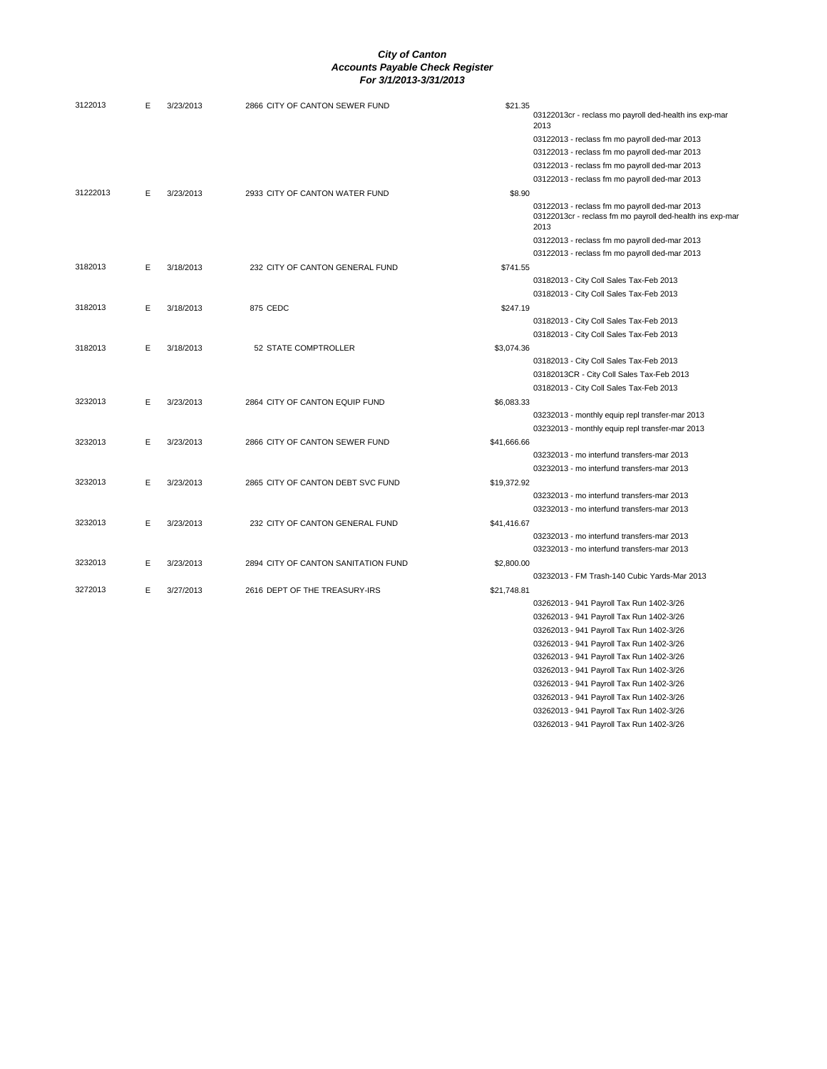**City of Canton**
**Accounts Payable Check Register**
**For 3/1/2013-3/31/2013**

| | | | | | |
|---|---|---|---|---|---|
| 3122013 | E | 3/23/2013 | 2866 CITY OF CANTON SEWER FUND | $21.35 | |
| | | | | | 03122013cr - reclass mo payroll ded-health ins exp-mar 2013 |
| | | | | | 03122013 - reclass fm mo payroll ded-mar 2013 |
| | | | | | 03122013 - reclass fm mo payroll ded-mar 2013 |
| | | | | | 03122013 - reclass fm mo payroll ded-mar 2013 |
| | | | | | 03122013 - reclass fm mo payroll ded-mar 2013 |
| 31222013 | E | 3/23/2013 | 2933 CITY OF CANTON WATER FUND | $8.90 | |
| | | | | | 03122013 - reclass fm mo payroll ded-mar 2013 |
| | | | | | 03122013cr - reclass fm mo payroll ded-health ins exp-mar 2013 |
| | | | | | 03122013 - reclass fm mo payroll ded-mar 2013 |
| | | | | | 03122013 - reclass fm mo payroll ded-mar 2013 |
| 3182013 | E | 3/18/2013 | 232 CITY OF CANTON GENERAL FUND | $741.55 | |
| | | | | | 03182013 - City Coll Sales Tax-Feb 2013 |
| | | | | | 03182013 - City Coll Sales Tax-Feb 2013 |
| 3182013 | E | 3/18/2013 | 875 CEDC | $247.19 | |
| | | | | | 03182013 - City Coll Sales Tax-Feb 2013 |
| | | | | | 03182013 - City Coll Sales Tax-Feb 2013 |
| 3182013 | E | 3/18/2013 | 52 STATE COMPTROLLER | $3,074.36 | |
| | | | | | 03182013 - City Coll Sales Tax-Feb 2013 |
| | | | | | 03182013CR - City Coll Sales Tax-Feb 2013 |
| | | | | | 03182013 - City Coll Sales Tax-Feb 2013 |
| 3232013 | E | 3/23/2013 | 2864 CITY OF CANTON EQUIP FUND | $6,083.33 | |
| | | | | | 03232013 - monthly equip repl transfer-mar 2013 |
| | | | | | 03232013 - monthly equip repl transfer-mar 2013 |
| 3232013 | E | 3/23/2013 | 2866 CITY OF CANTON SEWER FUND | $41,666.66 | |
| | | | | | 03232013 - mo interfund transfers-mar 2013 |
| | | | | | 03232013 - mo interfund transfers-mar 2013 |
| 3232013 | E | 3/23/2013 | 2865 CITY OF CANTON DEBT SVC FUND | $19,372.92 | |
| | | | | | 03232013 - mo interfund transfers-mar 2013 |
| | | | | | 03232013 - mo interfund transfers-mar 2013 |
| 3232013 | E | 3/23/2013 | 232 CITY OF CANTON GENERAL FUND | $41,416.67 | |
| | | | | | 03232013 - mo interfund transfers-mar 2013 |
| | | | | | 03232013 - mo interfund transfers-mar 2013 |
| 3232013 | E | 3/23/2013 | 2894 CITY OF CANTON SANITATION FUND | $2,800.00 | |
| | | | | | 03232013 - FM Trash-140 Cubic Yards-Mar 2013 |
| 3272013 | E | 3/27/2013 | 2616 DEPT OF THE TREASURY-IRS | $21,748.81 | |
| | | | | | 03262013 - 941 Payroll Tax Run 1402-3/26 |
| | | | | | 03262013 - 941 Payroll Tax Run 1402-3/26 |
| | | | | | 03262013 - 941 Payroll Tax Run 1402-3/26 |
| | | | | | 03262013 - 941 Payroll Tax Run 1402-3/26 |
| | | | | | 03262013 - 941 Payroll Tax Run 1402-3/26 |
| | | | | | 03262013 - 941 Payroll Tax Run 1402-3/26 |
| | | | | | 03262013 - 941 Payroll Tax Run 1402-3/26 |
| | | | | | 03262013 - 941 Payroll Tax Run 1402-3/26 |
| | | | | | 03262013 - 941 Payroll Tax Run 1402-3/26 |
| | | | | | 03262013 - 941 Payroll Tax Run 1402-3/26 |